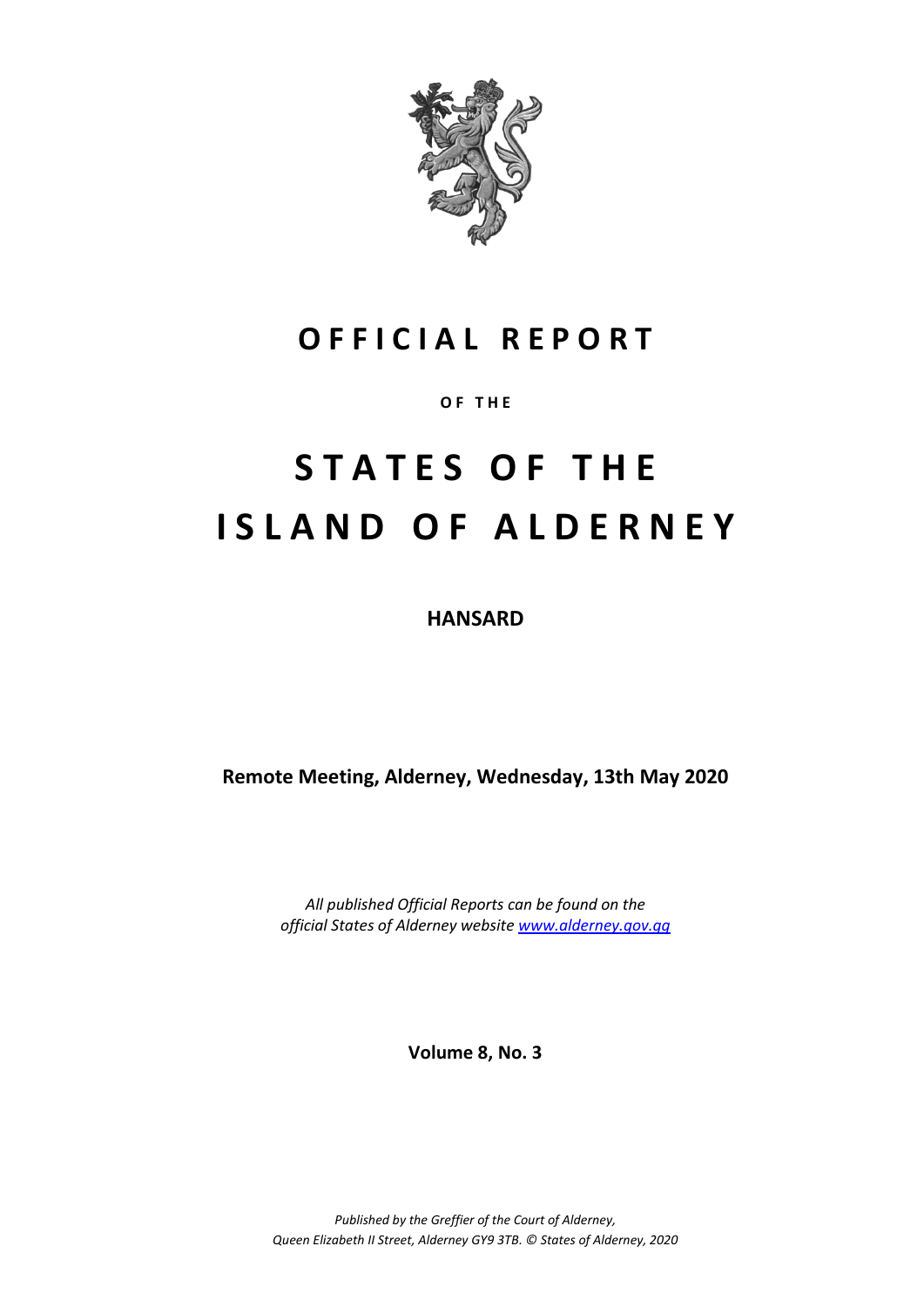# OFFICIAL REPORT

**OF THE**

# STATES OF THE ISLAND OF ALDERNEY

**HANSARD**

**Remote Meeting, Alderney, Wednesday, 13th May 2020**

*All published Official Reports can be found on the official States of Alderney website [www.alderney.gov.gg](www.alderney.gov.gg)*

**Volume 8, No. 3**

*Published by the Greffier of the Court of Alderney, Queen Elizabeth II Street, Alderney GY9 3TB. © States of Alderney, 2020*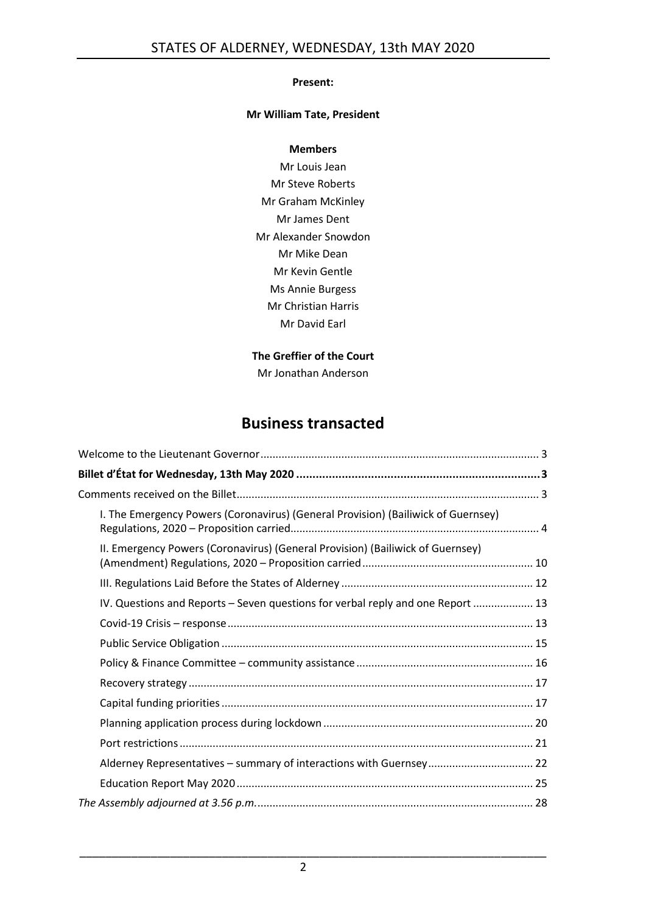**Present:**

**Mr William Tate, President**

**Members**

Mr Louis Jean
Mr Steve Roberts
Mr Graham McKinley
Mr James Dent
Mr Alexander Snowdon
Mr Mike Dean
Mr Kevin Gentle
Ms Annie Burgess
Mr Christian Harris
Mr David Earl

**The Greffier of the Court**

Mr Jonathan Anderson

# Business transacted

Welcome to the Lieutenant Governor ... 3

**Billet d'État for Wednesday, 13th May 2020 ... 3**

Comments received on the Billet ... 3

- I. The Emergency Powers (Coronavirus) (General Provision) (Bailiwick of Guernsey) Regulations, 2020 – Proposition carried ... 4
- II. Emergency Powers (Coronavirus) (General Provision) (Bailiwick of Guernsey) (Amendment) Regulations, 2020 – Proposition carried ... 10
- III. Regulations Laid Before the States of Alderney ... 12
- IV. Questions and Reports – Seven questions for verbal reply and one Report ... 13
- Covid-19 Crisis – response ... 13
- Public Service Obligation ... 15
- Policy & Finance Committee – community assistance ... 16
- Recovery strategy ... 17
- Capital funding priorities ... 17
- Planning application process during lockdown ... 20
- Port restrictions ... 21
- Alderney Representatives – summary of interactions with Guernsey ... 22
- Education Report May 2020 ... 25

*The Assembly adjourned at 3.56 p.m.* ... 28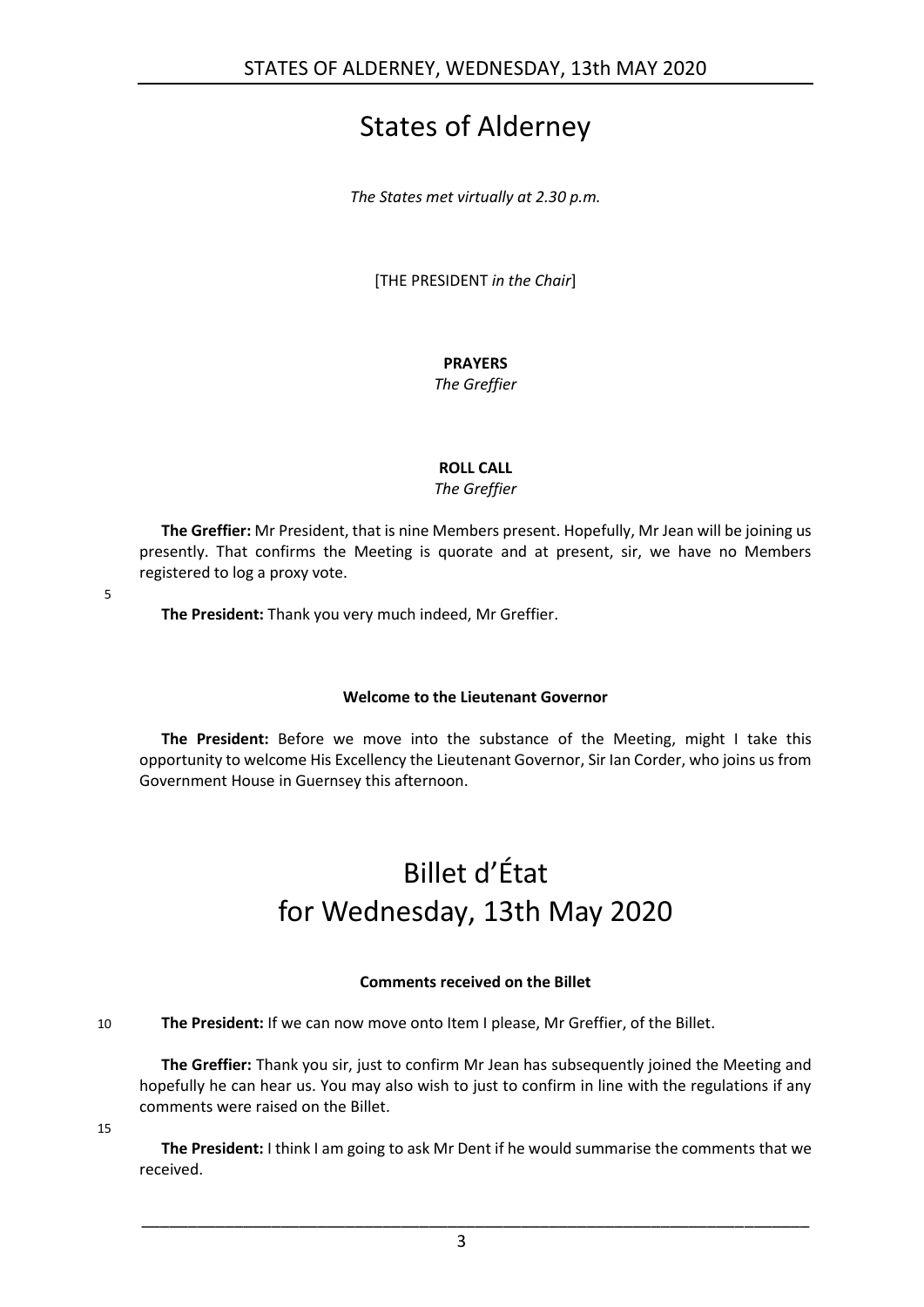# States of Alderney

*The States met virtually at 2.30 p.m.*

[THE PRESIDENT *in the Chair*]

**PRAYERS**
*The Greffier*

**ROLL CALL**
*The Greffier*

**The Greffier:** Mr President, that is nine Members present. Hopefully, Mr Jean will be joining us presently. That confirms the Meeting is quorate and at present, sir, we have no Members registered to log a proxy vote.

**The President:** Thank you very much indeed, Mr Greffier.

### Welcome to the Lieutenant Governor

**The President:** Before we move into the substance of the Meeting, might I take this opportunity to welcome His Excellency the Lieutenant Governor, Sir Ian Corder, who joins us from Government House in Guernsey this afternoon.

# Billet d'État for Wednesday, 13th May 2020

### Comments received on the Billet

**The President:** If we can now move onto Item I please, Mr Greffier, of the Billet.

**The Greffier:** Thank you sir, just to confirm Mr Jean has subsequently joined the Meeting and hopefully he can hear us. You may also wish to just to confirm in line with the regulations if any comments were raised on the Billet.

**The President:** I think I am going to ask Mr Dent if he would summarise the comments that we received.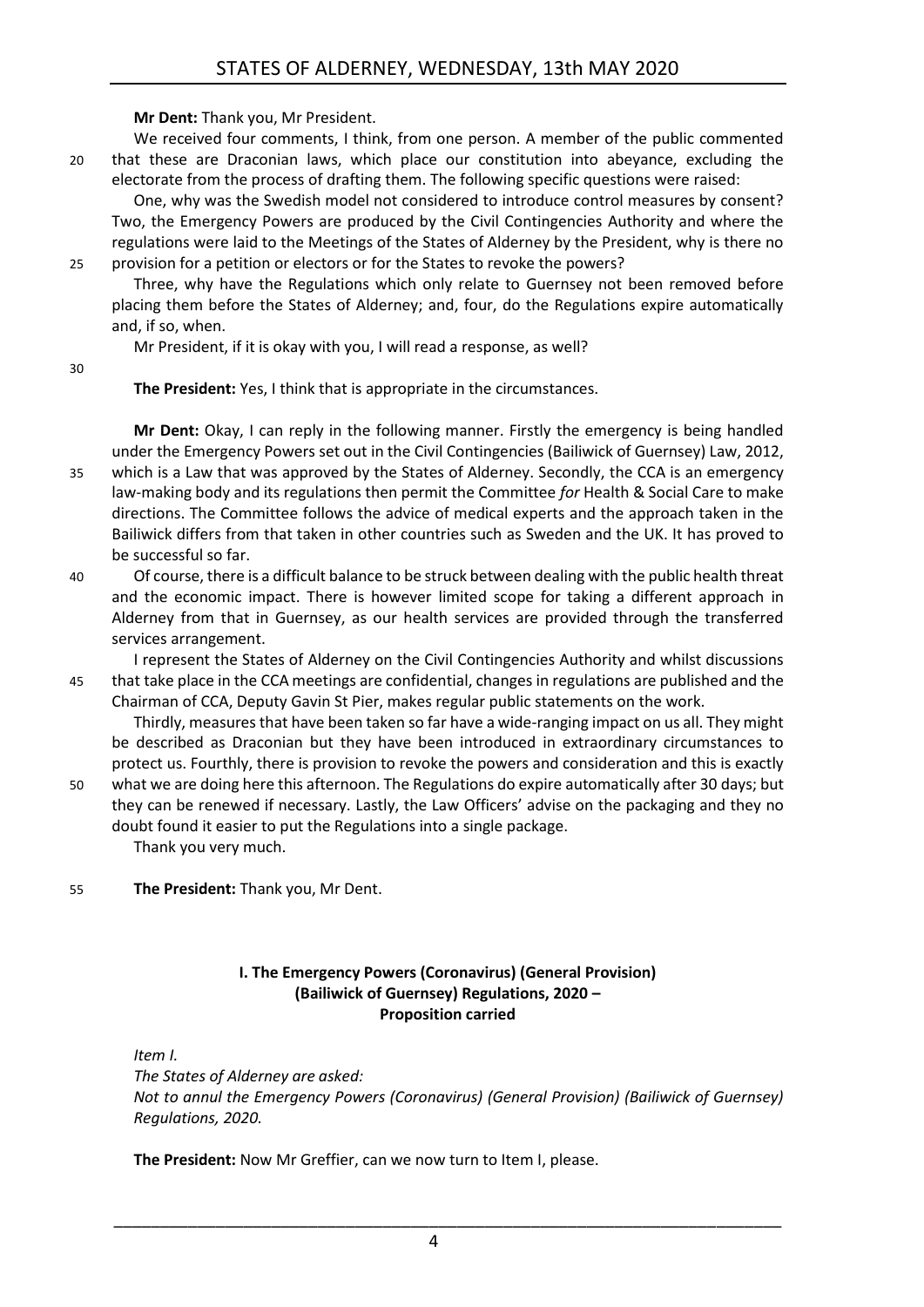**Mr Dent:** Thank you, Mr President.

We received four comments, I think, from one person. A member of the public commented that these are Draconian laws, which place our constitution into abeyance, excluding the electorate from the process of drafting them. The following specific questions were raised:

One, why was the Swedish model not considered to introduce control measures by consent? Two, the Emergency Powers are produced by the Civil Contingencies Authority and where the regulations were laid to the Meetings of the States of Alderney by the President, why is there no provision for a petition or electors or for the States to revoke the powers?

Three, why have the Regulations which only relate to Guernsey not been removed before placing them before the States of Alderney; and, four, do the Regulations expire automatically and, if so, when.

Mr President, if it is okay with you, I will read a response, as well?

**The President:** Yes, I think that is appropriate in the circumstances.

**Mr Dent:** Okay, I can reply in the following manner. Firstly the emergency is being handled under the Emergency Powers set out in the Civil Contingencies (Bailiwick of Guernsey) Law, 2012, which is a Law that was approved by the States of Alderney. Secondly, the CCA is an emergency law-making body and its regulations then permit the Committee *for* Health & Social Care to make directions. The Committee follows the advice of medical experts and the approach taken in the Bailiwick differs from that taken in other countries such as Sweden and the UK. It has proved to be successful so far.

Of course, there is a difficult balance to be struck between dealing with the public health threat and the economic impact. There is however limited scope for taking a different approach in Alderney from that in Guernsey, as our health services are provided through the transferred services arrangement.

I represent the States of Alderney on the Civil Contingencies Authority and whilst discussions that take place in the CCA meetings are confidential, changes in regulations are published and the Chairman of CCA, Deputy Gavin St Pier, makes regular public statements on the work.

Thirdly, measures that have been taken so far have a wide-ranging impact on us all. They might be described as Draconian but they have been introduced in extraordinary circumstances to protect us. Fourthly, there is provision to revoke the powers and consideration and this is exactly what we are doing here this afternoon. The Regulations do expire automatically after 30 days; but they can be renewed if necessary. Lastly, the Law Officers' advise on the packaging and they no doubt found it easier to put the Regulations into a single package.

Thank you very much.

**The President:** Thank you, Mr Dent.

## I. The Emergency Powers (Coronavirus) (General Provision) (Bailiwick of Guernsey) Regulations, 2020 – Proposition carried

*Item I.*
*The States of Alderney are asked:*
*Not to annul the Emergency Powers (Coronavirus) (General Provision) (Bailiwick of Guernsey) Regulations, 2020.*

**The President:** Now Mr Greffier, can we now turn to Item I, please.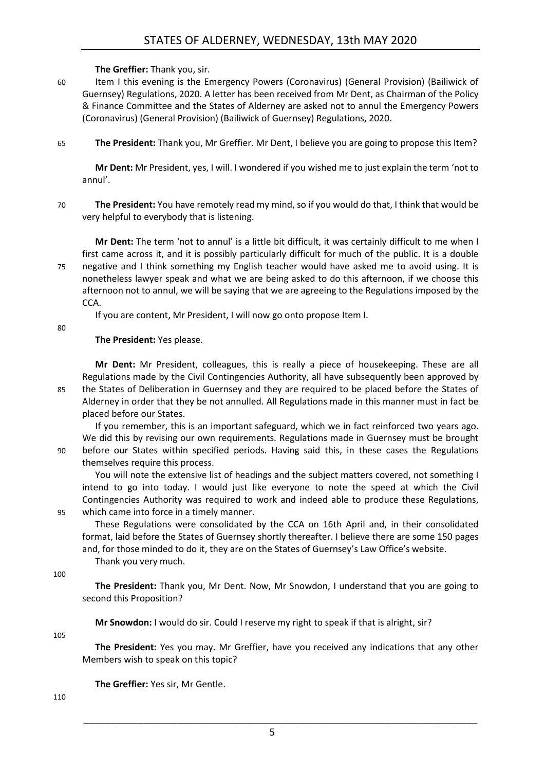**The Greffier:** Thank you, sir.

Item I this evening is the Emergency Powers (Coronavirus) (General Provision) (Bailiwick of Guernsey) Regulations, 2020. A letter has been received from Mr Dent, as Chairman of the Policy & Finance Committee and the States of Alderney are asked not to annul the Emergency Powers (Coronavirus) (General Provision) (Bailiwick of Guernsey) Regulations, 2020.

**The President:** Thank you, Mr Greffier. Mr Dent, I believe you are going to propose this Item?

**Mr Dent:** Mr President, yes, I will. I wondered if you wished me to just explain the term 'not to annul'.

**The President:** You have remotely read my mind, so if you would do that, I think that would be very helpful to everybody that is listening.

**Mr Dent:** The term 'not to annul' is a little bit difficult, it was certainly difficult to me when I first came across it, and it is possibly particularly difficult for much of the public. It is a double negative and I think something my English teacher would have asked me to avoid using. It is nonetheless lawyer speak and what we are being asked to do this afternoon, if we choose this afternoon not to annul, we will be saying that we are agreeing to the Regulations imposed by the CCA.

If you are content, Mr President, I will now go onto propose Item I.

**The President:** Yes please.

**Mr Dent:** Mr President, colleagues, this is really a piece of housekeeping. These are all Regulations made by the Civil Contingencies Authority, all have subsequently been approved by the States of Deliberation in Guernsey and they are required to be placed before the States of Alderney in order that they be not annulled. All Regulations made in this manner must in fact be placed before our States.

If you remember, this is an important safeguard, which we in fact reinforced two years ago. We did this by revising our own requirements. Regulations made in Guernsey must be brought before our States within specified periods. Having said this, in these cases the Regulations themselves require this process.

You will note the extensive list of headings and the subject matters covered, not something I intend to go into today. I would just like everyone to note the speed at which the Civil Contingencies Authority was required to work and indeed able to produce these Regulations, which came into force in a timely manner.

These Regulations were consolidated by the CCA on 16th April and, in their consolidated format, laid before the States of Guernsey shortly thereafter. I believe there are some 150 pages and, for those minded to do it, they are on the States of Guernsey's Law Office's website.

Thank you very much.

**The President:** Thank you, Mr Dent. Now, Mr Snowdon, I understand that you are going to second this Proposition?

**Mr Snowdon:** I would do sir. Could I reserve my right to speak if that is alright, sir?

**The President:** Yes you may. Mr Greffier, have you received any indications that any other Members wish to speak on this topic?

**The Greffier:** Yes sir, Mr Gentle.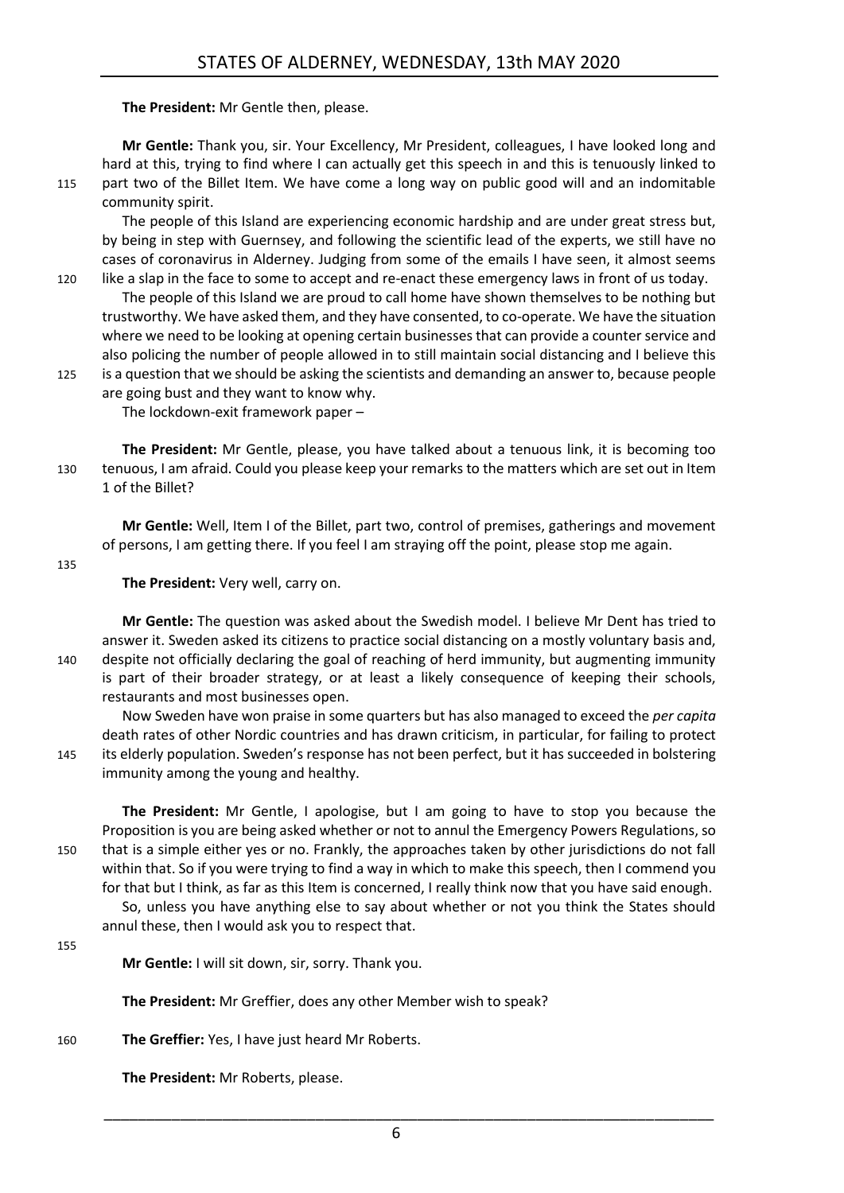**The President:** Mr Gentle then, please.

**Mr Gentle:** Thank you, sir. Your Excellency, Mr President, colleagues, I have looked long and hard at this, trying to find where I can actually get this speech in and this is tenuously linked to part two of the Billet Item. We have come a long way on public good will and an indomitable community spirit.

The people of this Island are experiencing economic hardship and are under great stress but, by being in step with Guernsey, and following the scientific lead of the experts, we still have no cases of coronavirus in Alderney. Judging from some of the emails I have seen, it almost seems like a slap in the face to some to accept and re-enact these emergency laws in front of us today.

The people of this Island we are proud to call home have shown themselves to be nothing but trustworthy. We have asked them, and they have consented, to co-operate. We have the situation where we need to be looking at opening certain businesses that can provide a counter service and also policing the number of people allowed in to still maintain social distancing and I believe this is a question that we should be asking the scientists and demanding an answer to, because people are going bust and they want to know why.

The lockdown-exit framework paper –

**The President:** Mr Gentle, please, you have talked about a tenuous link, it is becoming too tenuous, I am afraid. Could you please keep your remarks to the matters which are set out in Item 1 of the Billet?

**Mr Gentle:** Well, Item I of the Billet, part two, control of premises, gatherings and movement of persons, I am getting there. If you feel I am straying off the point, please stop me again.

**The President:** Very well, carry on.

**Mr Gentle:** The question was asked about the Swedish model. I believe Mr Dent has tried to answer it. Sweden asked its citizens to practice social distancing on a mostly voluntary basis and, despite not officially declaring the goal of reaching of herd immunity, but augmenting immunity is part of their broader strategy, or at least a likely consequence of keeping their schools, restaurants and most businesses open.

Now Sweden have won praise in some quarters but has also managed to exceed the *per capita* death rates of other Nordic countries and has drawn criticism, in particular, for failing to protect its elderly population. Sweden's response has not been perfect, but it has succeeded in bolstering immunity among the young and healthy.

**The President:** Mr Gentle, I apologise, but I am going to have to stop you because the Proposition is you are being asked whether or not to annul the Emergency Powers Regulations, so that is a simple either yes or no. Frankly, the approaches taken by other jurisdictions do not fall within that. So if you were trying to find a way in which to make this speech, then I commend you for that but I think, as far as this Item is concerned, I really think now that you have said enough.

So, unless you have anything else to say about whether or not you think the States should annul these, then I would ask you to respect that.

**Mr Gentle:** I will sit down, sir, sorry. Thank you.

**The President:** Mr Greffier, does any other Member wish to speak?

**The Greffier:** Yes, I have just heard Mr Roberts.

**The President:** Mr Roberts, please.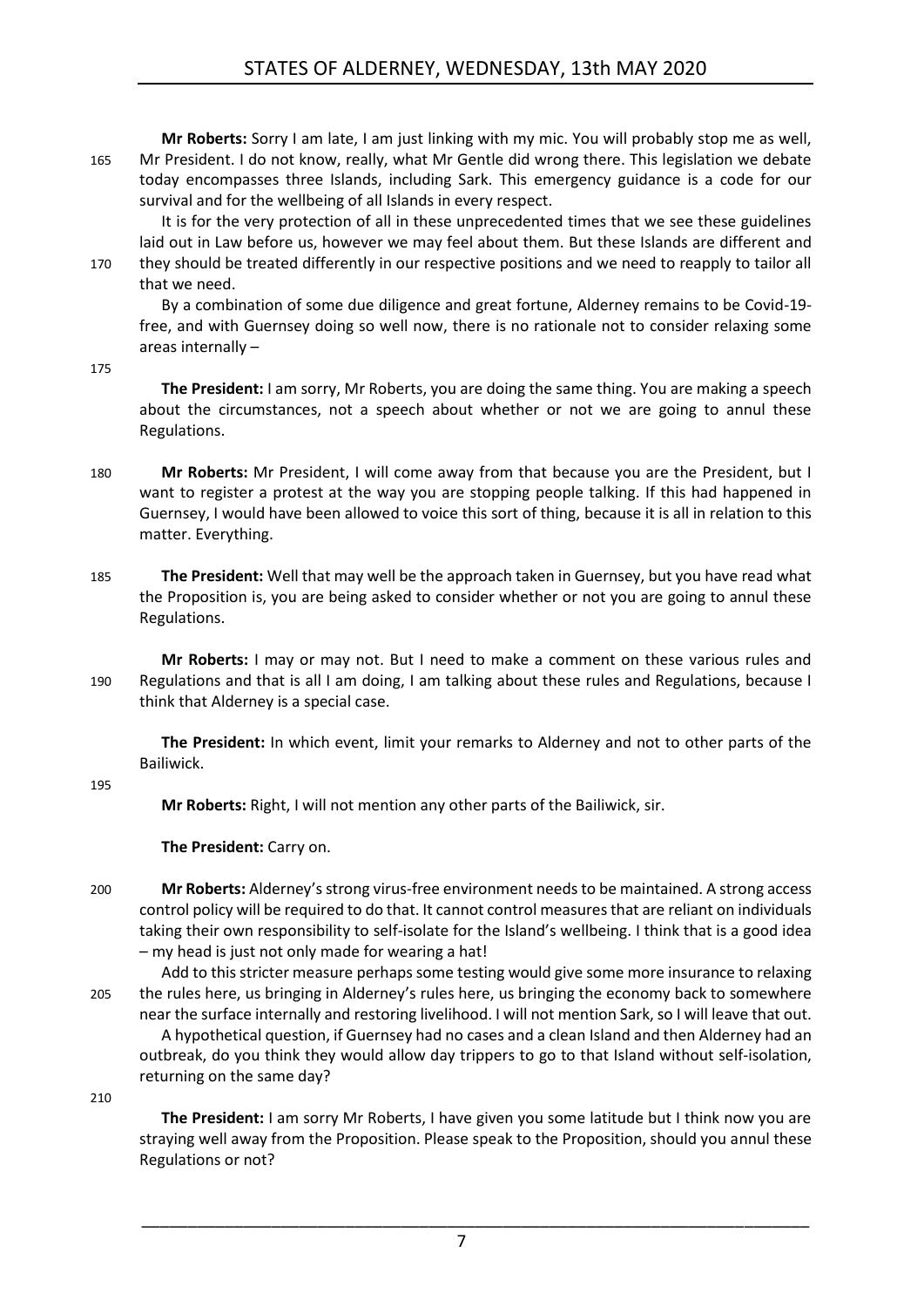**Mr Roberts:** Sorry I am late, I am just linking with my mic. You will probably stop me as well, Mr President. I do not know, really, what Mr Gentle did wrong there. This legislation we debate today encompasses three Islands, including Sark. This emergency guidance is a code for our survival and for the wellbeing of all Islands in every respect.

It is for the very protection of all in these unprecedented times that we see these guidelines laid out in Law before us, however we may feel about them. But these Islands are different and they should be treated differently in our respective positions and we need to reapply to tailor all that we need.

By a combination of some due diligence and great fortune, Alderney remains to be Covid-19-free, and with Guernsey doing so well now, there is no rationale not to consider relaxing some areas internally –

**The President:** I am sorry, Mr Roberts, you are doing the same thing. You are making a speech about the circumstances, not a speech about whether or not we are going to annul these Regulations.

**Mr Roberts:** Mr President, I will come away from that because you are the President, but I want to register a protest at the way you are stopping people talking. If this had happened in Guernsey, I would have been allowed to voice this sort of thing, because it is all in relation to this matter. Everything.

**The President:** Well that may well be the approach taken in Guernsey, but you have read what the Proposition is, you are being asked to consider whether or not you are going to annul these Regulations.

**Mr Roberts:** I may or may not. But I need to make a comment on these various rules and Regulations and that is all I am doing, I am talking about these rules and Regulations, because I think that Alderney is a special case.

**The President:** In which event, limit your remarks to Alderney and not to other parts of the Bailiwick.

**Mr Roberts:** Right, I will not mention any other parts of the Bailiwick, sir.

**The President:** Carry on.

**Mr Roberts:** Alderney's strong virus-free environment needs to be maintained. A strong access control policy will be required to do that. It cannot control measures that are reliant on individuals taking their own responsibility to self-isolate for the Island's wellbeing. I think that is a good idea – my head is just not only made for wearing a hat!

Add to this stricter measure perhaps some testing would give some more insurance to relaxing the rules here, us bringing in Alderney's rules here, us bringing the economy back to somewhere near the surface internally and restoring livelihood. I will not mention Sark, so I will leave that out.

A hypothetical question, if Guernsey had no cases and a clean Island and then Alderney had an outbreak, do you think they would allow day trippers to go to that Island without self-isolation, returning on the same day?

**The President:** I am sorry Mr Roberts, I have given you some latitude but I think now you are straying well away from the Proposition. Please speak to the Proposition, should you annul these Regulations or not?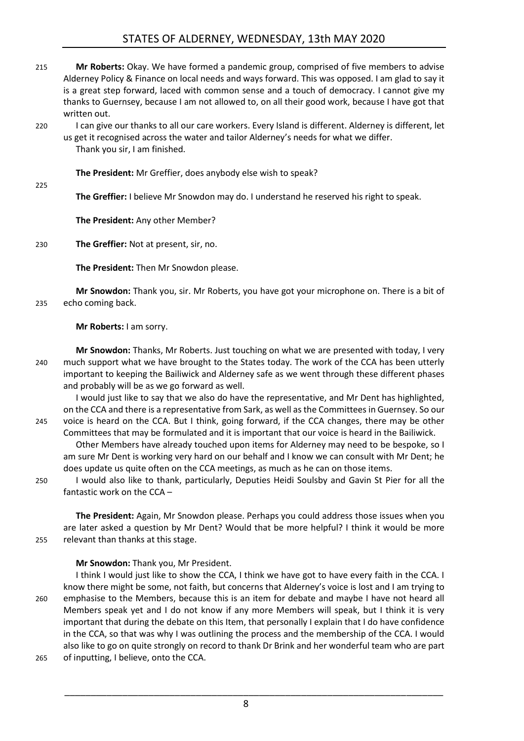**Mr Roberts:** Okay. We have formed a pandemic group, comprised of five members to advise Alderney Policy & Finance on local needs and ways forward. This was opposed. I am glad to say it is a great step forward, laced with common sense and a touch of democracy. I cannot give my thanks to Guernsey, because I am not allowed to, on all their good work, because I have got that written out.

I can give our thanks to all our care workers. Every Island is different. Alderney is different, let us get it recognised across the water and tailor Alderney's needs for what we differ.

Thank you sir, I am finished.

**The President:** Mr Greffier, does anybody else wish to speak?

**The Greffier:** I believe Mr Snowdon may do. I understand he reserved his right to speak.

**The President:** Any other Member?

**The Greffier:** Not at present, sir, no.

**The President:** Then Mr Snowdon please.

**Mr Snowdon:** Thank you, sir. Mr Roberts, you have got your microphone on. There is a bit of echo coming back.

**Mr Roberts:** I am sorry.

**Mr Snowdon:** Thanks, Mr Roberts. Just touching on what we are presented with today, I very much support what we have brought to the States today. The work of the CCA has been utterly important to keeping the Bailiwick and Alderney safe as we went through these different phases and probably will be as we go forward as well.

I would just like to say that we also do have the representative, and Mr Dent has highlighted, on the CCA and there is a representative from Sark, as well as the Committees in Guernsey. So our voice is heard on the CCA. But I think, going forward, if the CCA changes, there may be other Committees that may be formulated and it is important that our voice is heard in the Bailiwick.

Other Members have already touched upon items for Alderney may need to be bespoke, so I am sure Mr Dent is working very hard on our behalf and I know we can consult with Mr Dent; he does update us quite often on the CCA meetings, as much as he can on those items.

I would also like to thank, particularly, Deputies Heidi Soulsby and Gavin St Pier for all the fantastic work on the CCA –

**The President:** Again, Mr Snowdon please. Perhaps you could address those issues when you are later asked a question by Mr Dent? Would that be more helpful? I think it would be more relevant than thanks at this stage.

**Mr Snowdon:** Thank you, Mr President.

I think I would just like to show the CCA, I think we have got to have every faith in the CCA. I know there might be some, not faith, but concerns that Alderney's voice is lost and I am trying to emphasise to the Members, because this is an item for debate and maybe I have not heard all Members speak yet and I do not know if any more Members will speak, but I think it is very important that during the debate on this Item, that personally I explain that I do have confidence in the CCA, so that was why I was outlining the process and the membership of the CCA. I would also like to go on quite strongly on record to thank Dr Brink and her wonderful team who are part of inputting, I believe, onto the CCA.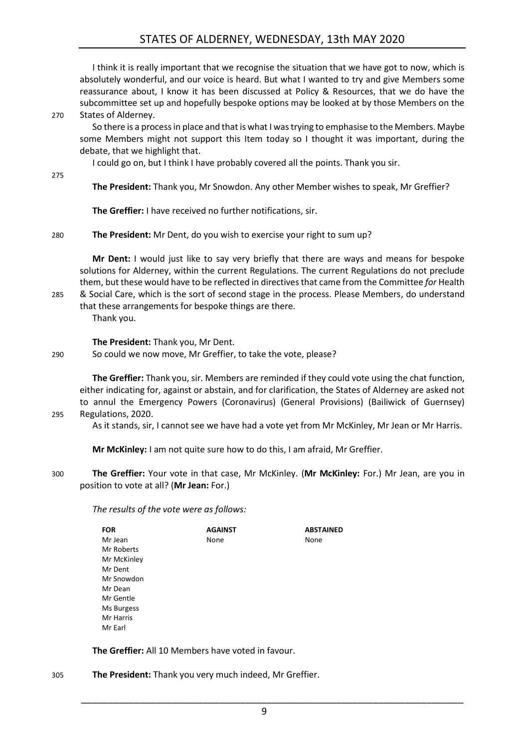I think it is really important that we recognise the situation that we have got to now, which is absolutely wonderful, and our voice is heard. But what I wanted to try and give Members some reassurance about, I know it has been discussed at Policy & Resources, that we do have the subcommittee set up and hopefully bespoke options may be looked at by those Members on the States of Alderney.

So there is a process in place and that is what I was trying to emphasise to the Members. Maybe some Members might not support this Item today so I thought it was important, during the debate, that we highlight that.

I could go on, but I think I have probably covered all the points. Thank you sir.

**The President:** Thank you, Mr Snowdon. Any other Member wishes to speak, Mr Greffier?

**The Greffier:** I have received no further notifications, sir.

**The President:** Mr Dent, do you wish to exercise your right to sum up?

**Mr Dent:** I would just like to say very briefly that there are ways and means for bespoke solutions for Alderney, within the current Regulations. The current Regulations do not preclude them, but these would have to be reflected in directives that came from the Committee *for* Health & Social Care, which is the sort of second stage in the process. Please Members, do understand that these arrangements for bespoke things are there.

Thank you.

**The President:** Thank you, Mr Dent.

So could we now move, Mr Greffier, to take the vote, please?

**The Greffier:** Thank you, sir. Members are reminded if they could vote using the chat function, either indicating for, against or abstain, and for clarification, the States of Alderney are asked not to annul the Emergency Powers (Coronavirus) (General Provisions) (Bailiwick of Guernsey) Regulations, 2020.

As it stands, sir, I cannot see we have had a vote yet from Mr McKinley, Mr Jean or Mr Harris.

**Mr McKinley:** I am not quite sure how to do this, I am afraid, Mr Greffier.

**The Greffier:** Your vote in that case, Mr McKinley. (**Mr McKinley:** For.) Mr Jean, are you in position to vote at all? (**Mr Jean:** For.)

*The results of the vote were as follows:*

| FOR | AGAINST | ABSTAINED |
|---|---|---|
| Mr Jean | None | None |
| Mr Roberts | | |
| Mr McKinley | | |
| Mr Dent | | |
| Mr Snowdon | | |
| Mr Dean | | |
| Mr Gentle | | |
| Ms Burgess | | |
| Mr Harris | | |
| Mr Earl | | |

**The Greffier:** All 10 Members have voted in favour.

**The President:** Thank you very much indeed, Mr Greffier.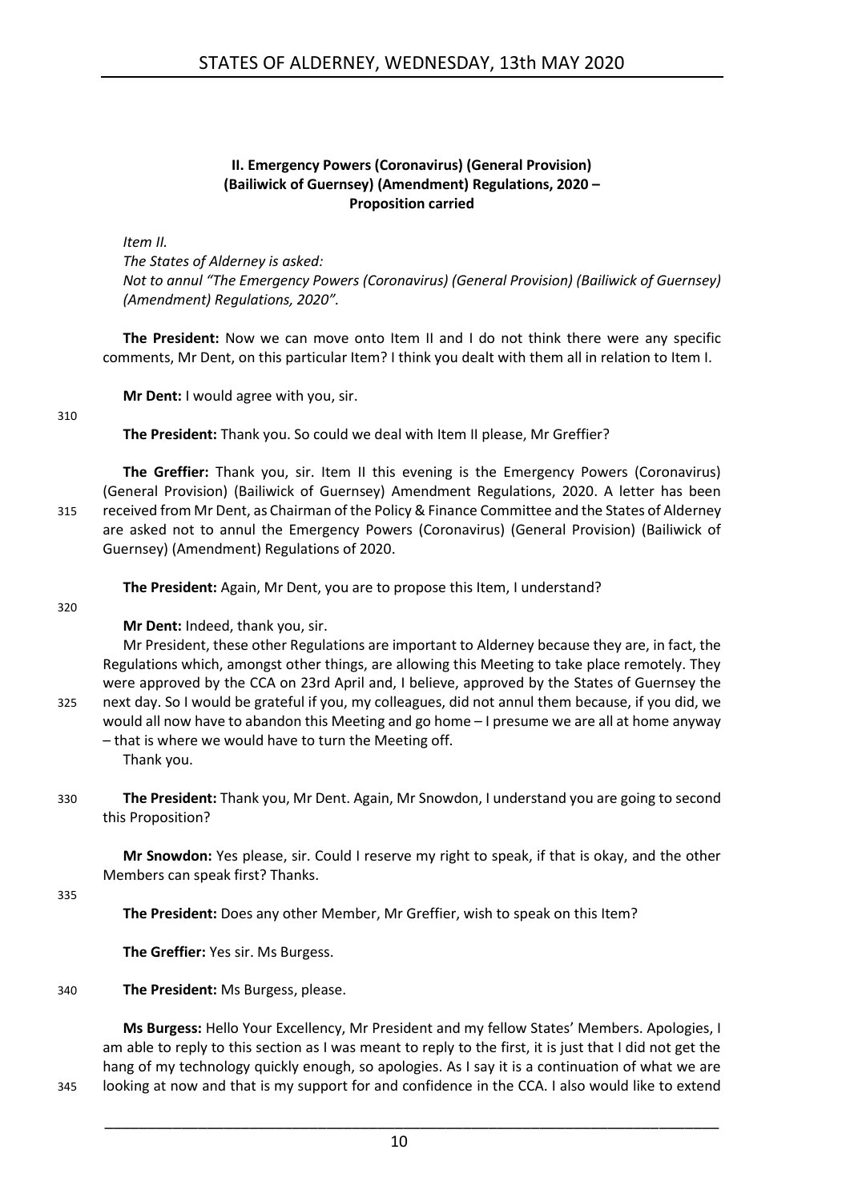### II. Emergency Powers (Coronavirus) (General Provision) (Bailiwick of Guernsey) (Amendment) Regulations, 2020 – Proposition carried

*Item II.*

*The States of Alderney is asked:*

*Not to annul "The Emergency Powers (Coronavirus) (General Provision) (Bailiwick of Guernsey) (Amendment) Regulations, 2020".*

**The President:** Now we can move onto Item II and I do not think there were any specific comments, Mr Dent, on this particular Item? I think you dealt with them all in relation to Item I.

**Mr Dent:** I would agree with you, sir.

**The President:** Thank you. So could we deal with Item II please, Mr Greffier?

**The Greffier:** Thank you, sir. Item II this evening is the Emergency Powers (Coronavirus) (General Provision) (Bailiwick of Guernsey) Amendment Regulations, 2020. A letter has been received from Mr Dent, as Chairman of the Policy & Finance Committee and the States of Alderney are asked not to annul the Emergency Powers (Coronavirus) (General Provision) (Bailiwick of Guernsey) (Amendment) Regulations of 2020.

**The President:** Again, Mr Dent, you are to propose this Item, I understand?

**Mr Dent:** Indeed, thank you, sir.

Mr President, these other Regulations are important to Alderney because they are, in fact, the Regulations which, amongst other things, are allowing this Meeting to take place remotely. They were approved by the CCA on 23rd April and, I believe, approved by the States of Guernsey the next day. So I would be grateful if you, my colleagues, did not annul them because, if you did, we would all now have to abandon this Meeting and go home – I presume we are all at home anyway – that is where we would have to turn the Meeting off.

Thank you.

**The President:** Thank you, Mr Dent. Again, Mr Snowdon, I understand you are going to second this Proposition?

**Mr Snowdon:** Yes please, sir. Could I reserve my right to speak, if that is okay, and the other Members can speak first? Thanks.

**The President:** Does any other Member, Mr Greffier, wish to speak on this Item?

**The Greffier:** Yes sir. Ms Burgess.

**The President:** Ms Burgess, please.

**Ms Burgess:** Hello Your Excellency, Mr President and my fellow States' Members. Apologies, I am able to reply to this section as I was meant to reply to the first, it is just that I did not get the hang of my technology quickly enough, so apologies. As I say it is a continuation of what we are looking at now and that is my support for and confidence in the CCA. I also would like to extend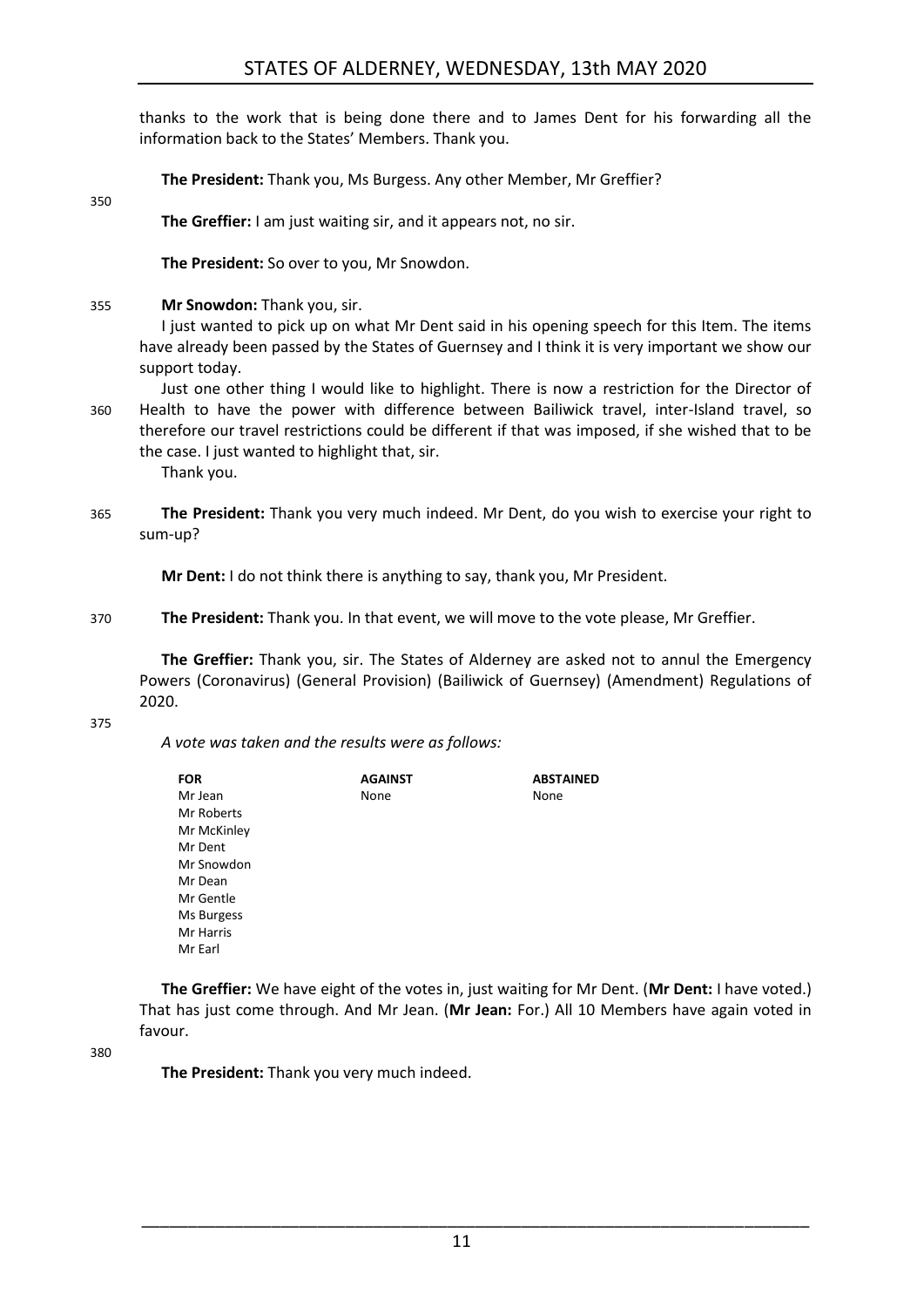thanks to the work that is being done there and to James Dent for his forwarding all the information back to the States' Members. Thank you.

**The President:** Thank you, Ms Burgess. Any other Member, Mr Greffier?

**The Greffier:** I am just waiting sir, and it appears not, no sir.

**The President:** So over to you, Mr Snowdon.

**Mr Snowdon:** Thank you, sir.

I just wanted to pick up on what Mr Dent said in his opening speech for this Item. The items have already been passed by the States of Guernsey and I think it is very important we show our support today.

Just one other thing I would like to highlight. There is now a restriction for the Director of Health to have the power with difference between Bailiwick travel, inter-Island travel, so therefore our travel restrictions could be different if that was imposed, if she wished that to be the case. I just wanted to highlight that, sir.

Thank you.

**The President:** Thank you very much indeed. Mr Dent, do you wish to exercise your right to sum-up?

**Mr Dent:** I do not think there is anything to say, thank you, Mr President.

**The President:** Thank you. In that event, we will move to the vote please, Mr Greffier.

**The Greffier:** Thank you, sir. The States of Alderney are asked not to annul the Emergency Powers (Coronavirus) (General Provision) (Bailiwick of Guernsey) (Amendment) Regulations of 2020.

*A vote was taken and the results were as follows:*

| FOR | AGAINST | ABSTAINED |
|---|---|---|
| Mr Jean | None | None |
| Mr Roberts | | |
| Mr McKinley | | |
| Mr Dent | | |
| Mr Snowdon | | |
| Mr Dean | | |
| Mr Gentle | | |
| Ms Burgess | | |
| Mr Harris | | |
| Mr Earl | | |

**The Greffier:** We have eight of the votes in, just waiting for Mr Dent. (**Mr Dent:** I have voted.) That has just come through. And Mr Jean. (**Mr Jean:** For.) All 10 Members have again voted in favour.

**The President:** Thank you very much indeed.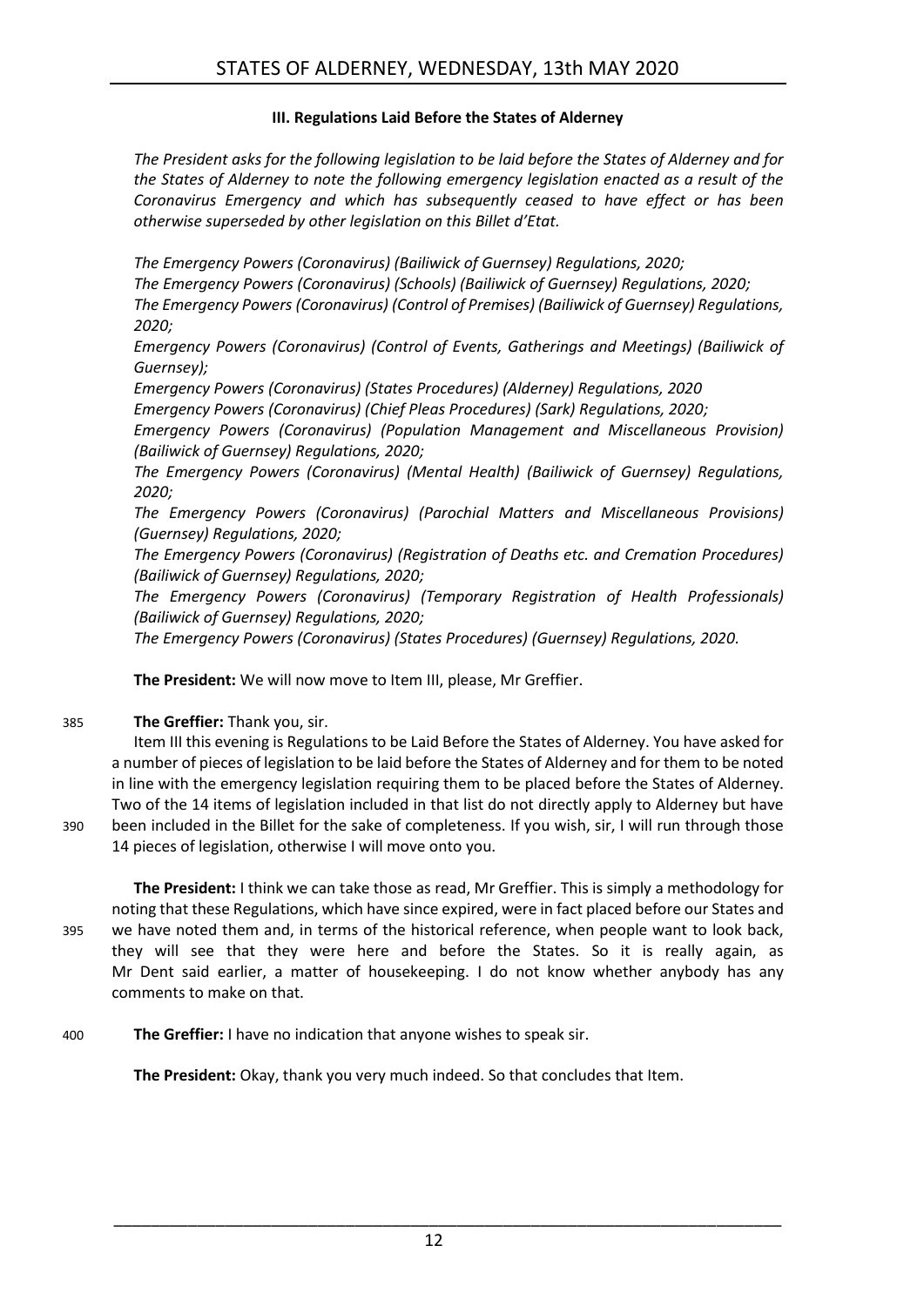### III. Regulations Laid Before the States of Alderney

*The President asks for the following legislation to be laid before the States of Alderney and for the States of Alderney to note the following emergency legislation enacted as a result of the Coronavirus Emergency and which has subsequently ceased to have effect or has been otherwise superseded by other legislation on this Billet d'Etat.*

*The Emergency Powers (Coronavirus) (Bailiwick of Guernsey) Regulations, 2020;*
*The Emergency Powers (Coronavirus) (Schools) (Bailiwick of Guernsey) Regulations, 2020;*
*The Emergency Powers (Coronavirus) (Control of Premises) (Bailiwick of Guernsey) Regulations, 2020;*
*Emergency Powers (Coronavirus) (Control of Events, Gatherings and Meetings) (Bailiwick of Guernsey);*
*Emergency Powers (Coronavirus) (States Procedures) (Alderney) Regulations, 2020*
*Emergency Powers (Coronavirus) (Chief Pleas Procedures) (Sark) Regulations, 2020;*
*Emergency Powers (Coronavirus) (Population Management and Miscellaneous Provision) (Bailiwick of Guernsey) Regulations, 2020;*
*The Emergency Powers (Coronavirus) (Mental Health) (Bailiwick of Guernsey) Regulations, 2020;*
*The Emergency Powers (Coronavirus) (Parochial Matters and Miscellaneous Provisions) (Guernsey) Regulations, 2020;*
*The Emergency Powers (Coronavirus) (Registration of Deaths etc. and Cremation Procedures) (Bailiwick of Guernsey) Regulations, 2020;*
*The Emergency Powers (Coronavirus) (Temporary Registration of Health Professionals) (Bailiwick of Guernsey) Regulations, 2020;*
*The Emergency Powers (Coronavirus) (States Procedures) (Guernsey) Regulations, 2020.*

**The President:** We will now move to Item III, please, Mr Greffier.

385 **The Greffier:** Thank you, sir.

Item III this evening is Regulations to be Laid Before the States of Alderney. You have asked for a number of pieces of legislation to be laid before the States of Alderney and for them to be noted in line with the emergency legislation requiring them to be placed before the States of Alderney. Two of the 14 items of legislation included in that list do not directly apply to Alderney but have 390 been included in the Billet for the sake of completeness. If you wish, sir, I will run through those 14 pieces of legislation, otherwise I will move onto you.

**The President:** I think we can take those as read, Mr Greffier. This is simply a methodology for noting that these Regulations, which have since expired, were in fact placed before our States and 395 we have noted them and, in terms of the historical reference, when people want to look back, they will see that they were here and before the States. So it is really again, as Mr Dent said earlier, a matter of housekeeping. I do not know whether anybody has any comments to make on that.

400 **The Greffier:** I have no indication that anyone wishes to speak sir.

**The President:** Okay, thank you very much indeed. So that concludes that Item.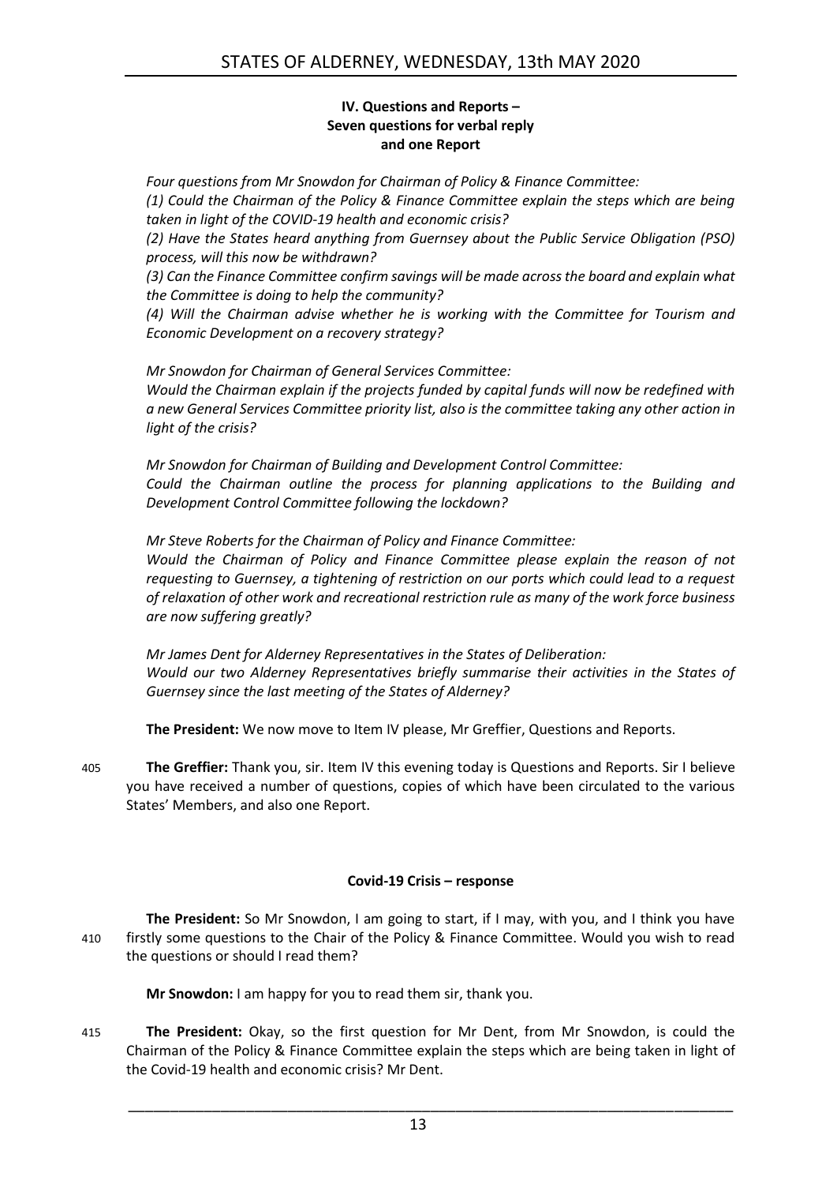## IV. Questions and Reports – Seven questions for verbal reply and one Report

*Four questions from Mr Snowdon for Chairman of Policy & Finance Committee:*

*(1) Could the Chairman of the Policy & Finance Committee explain the steps which are being taken in light of the COVID-19 health and economic crisis?*

*(2) Have the States heard anything from Guernsey about the Public Service Obligation (PSO) process, will this now be withdrawn?*

*(3) Can the Finance Committee confirm savings will be made across the board and explain what the Committee is doing to help the community?*

*(4) Will the Chairman advise whether he is working with the Committee for Tourism and Economic Development on a recovery strategy?*

*Mr Snowdon for Chairman of General Services Committee:*

*Would the Chairman explain if the projects funded by capital funds will now be redefined with a new General Services Committee priority list, also is the committee taking any other action in light of the crisis?*

*Mr Snowdon for Chairman of Building and Development Control Committee:*

*Could the Chairman outline the process for planning applications to the Building and Development Control Committee following the lockdown?*

*Mr Steve Roberts for the Chairman of Policy and Finance Committee:*

*Would the Chairman of Policy and Finance Committee please explain the reason of not requesting to Guernsey, a tightening of restriction on our ports which could lead to a request of relaxation of other work and recreational restriction rule as many of the work force business are now suffering greatly?*

*Mr James Dent for Alderney Representatives in the States of Deliberation:*

*Would our two Alderney Representatives briefly summarise their activities in the States of Guernsey since the last meeting of the States of Alderney?*

**The President:** We now move to Item IV please, Mr Greffier, Questions and Reports.

405 **The Greffier:** Thank you, sir. Item IV this evening today is Questions and Reports. Sir I believe you have received a number of questions, copies of which have been circulated to the various States' Members, and also one Report.

### Covid-19 Crisis – response

**The President:** So Mr Snowdon, I am going to start, if I may, with you, and I think you have
410 firstly some questions to the Chair of the Policy & Finance Committee. Would you wish to read the questions or should I read them?

**Mr Snowdon:** I am happy for you to read them sir, thank you.

415 **The President:** Okay, so the first question for Mr Dent, from Mr Snowdon, is could the Chairman of the Policy & Finance Committee explain the steps which are being taken in light of the Covid-19 health and economic crisis? Mr Dent.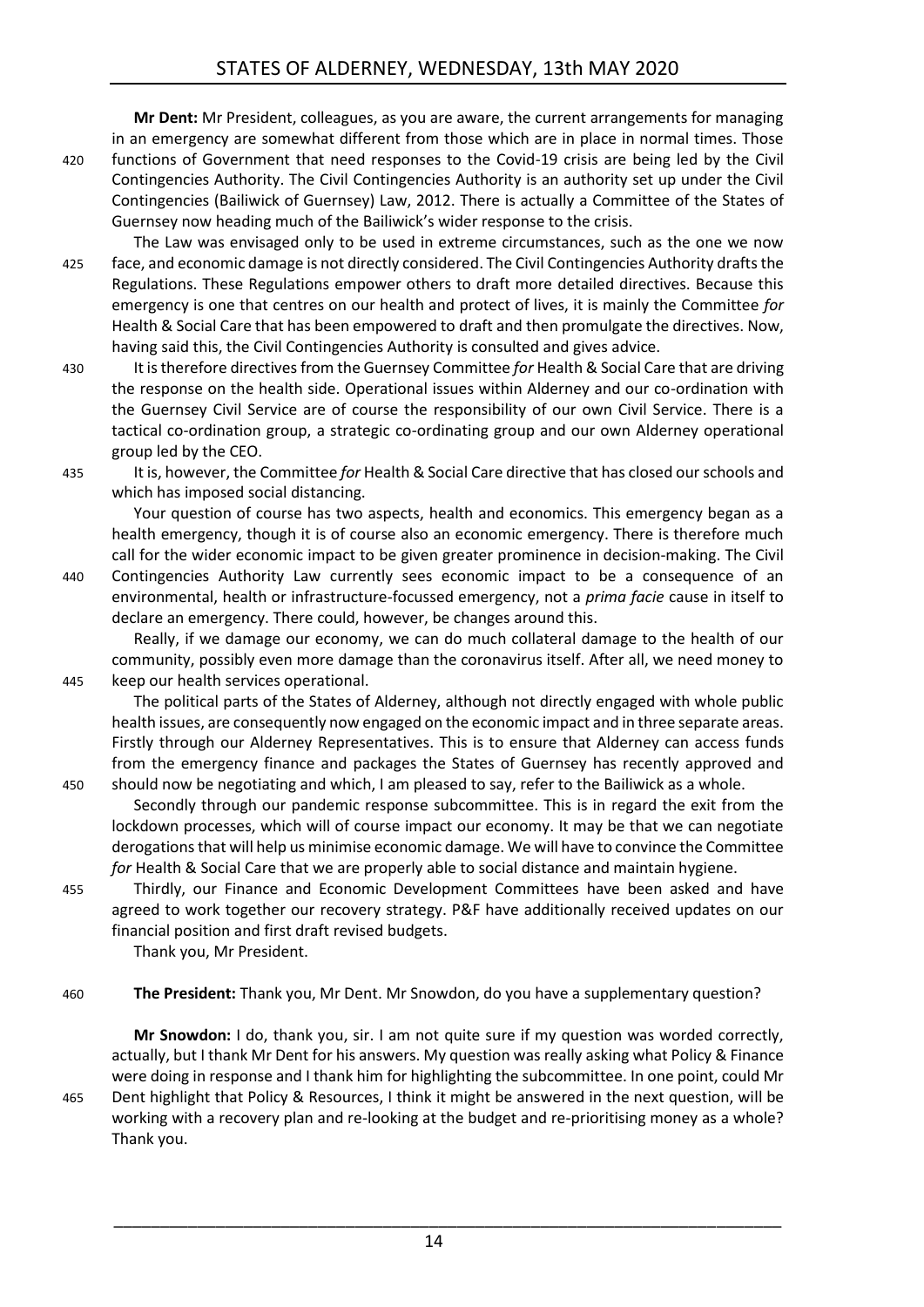**Mr Dent:** Mr President, colleagues, as you are aware, the current arrangements for managing in an emergency are somewhat different from those which are in place in normal times. Those functions of Government that need responses to the Covid-19 crisis are being led by the Civil Contingencies Authority. The Civil Contingencies Authority is an authority set up under the Civil Contingencies (Bailiwick of Guernsey) Law, 2012. There is actually a Committee of the States of Guernsey now heading much of the Bailiwick's wider response to the crisis.

The Law was envisaged only to be used in extreme circumstances, such as the one we now face, and economic damage is not directly considered. The Civil Contingencies Authority drafts the Regulations. These Regulations empower others to draft more detailed directives. Because this emergency is one that centres on our health and protect of lives, it is mainly the Committee *for* Health & Social Care that has been empowered to draft and then promulgate the directives. Now, having said this, the Civil Contingencies Authority is consulted and gives advice.

It is therefore directives from the Guernsey Committee *for* Health & Social Care that are driving the response on the health side. Operational issues within Alderney and our co-ordination with the Guernsey Civil Service are of course the responsibility of our own Civil Service. There is a tactical co-ordination group, a strategic co-ordinating group and our own Alderney operational group led by the CEO.

It is, however, the Committee *for* Health & Social Care directive that has closed our schools and which has imposed social distancing.

Your question of course has two aspects, health and economics. This emergency began as a health emergency, though it is of course also an economic emergency. There is therefore much call for the wider economic impact to be given greater prominence in decision-making. The Civil Contingencies Authority Law currently sees economic impact to be a consequence of an environmental, health or infrastructure-focussed emergency, not a *prima facie* cause in itself to declare an emergency. There could, however, be changes around this.

Really, if we damage our economy, we can do much collateral damage to the health of our community, possibly even more damage than the coronavirus itself. After all, we need money to keep our health services operational.

The political parts of the States of Alderney, although not directly engaged with whole public health issues, are consequently now engaged on the economic impact and in three separate areas. Firstly through our Alderney Representatives. This is to ensure that Alderney can access funds from the emergency finance and packages the States of Guernsey has recently approved and should now be negotiating and which, I am pleased to say, refer to the Bailiwick as a whole.

Secondly through our pandemic response subcommittee. This is in regard the exit from the lockdown processes, which will of course impact our economy. It may be that we can negotiate derogations that will help us minimise economic damage. We will have to convince the Committee *for* Health & Social Care that we are properly able to social distance and maintain hygiene.

Thirdly, our Finance and Economic Development Committees have been asked and have agreed to work together our recovery strategy. P&F have additionally received updates on our financial position and first draft revised budgets.

Thank you, Mr President.

**The President:** Thank you, Mr Dent. Mr Snowdon, do you have a supplementary question?

**Mr Snowdon:** I do, thank you, sir. I am not quite sure if my question was worded correctly, actually, but I thank Mr Dent for his answers. My question was really asking what Policy & Finance were doing in response and I thank him for highlighting the subcommittee. In one point, could Mr Dent highlight that Policy & Resources, I think it might be answered in the next question, will be working with a recovery plan and re-looking at the budget and re-prioritising money as a whole? Thank you.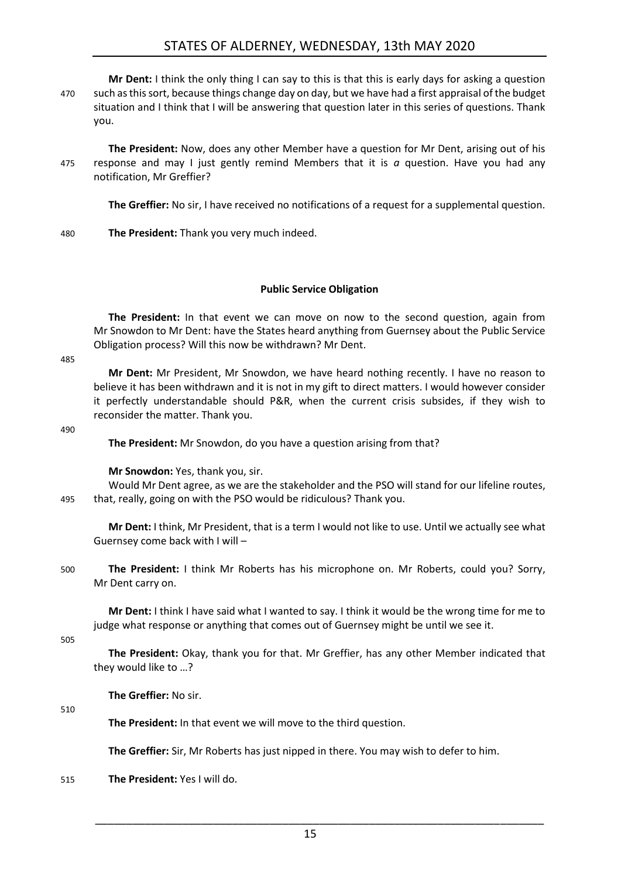**Mr Dent:** I think the only thing I can say to this is that this is early days for asking a question such as this sort, because things change day on day, but we have had a first appraisal of the budget situation and I think that I will be answering that question later in this series of questions. Thank you.

**The President:** Now, does any other Member have a question for Mr Dent, arising out of his response and may I just gently remind Members that it is *a* question. Have you had any notification, Mr Greffier?

**The Greffier:** No sir, I have received no notifications of a request for a supplemental question.

**The President:** Thank you very much indeed.

### Public Service Obligation

**The President:** In that event we can move on now to the second question, again from Mr Snowdon to Mr Dent: have the States heard anything from Guernsey about the Public Service Obligation process? Will this now be withdrawn? Mr Dent.

**Mr Dent:** Mr President, Mr Snowdon, we have heard nothing recently. I have no reason to believe it has been withdrawn and it is not in my gift to direct matters. I would however consider it perfectly understandable should P&R, when the current crisis subsides, if they wish to reconsider the matter. Thank you.

**The President:** Mr Snowdon, do you have a question arising from that?

**Mr Snowdon:** Yes, thank you, sir.

Would Mr Dent agree, as we are the stakeholder and the PSO will stand for our lifeline routes, that, really, going on with the PSO would be ridiculous? Thank you.

**Mr Dent:** I think, Mr President, that is a term I would not like to use. Until we actually see what Guernsey come back with I will –

**The President:** I think Mr Roberts has his microphone on. Mr Roberts, could you? Sorry, Mr Dent carry on.

**Mr Dent:** I think I have said what I wanted to say. I think it would be the wrong time for me to judge what response or anything that comes out of Guernsey might be until we see it.

**The President:** Okay, thank you for that. Mr Greffier, has any other Member indicated that they would like to …?

**The Greffier:** No sir.

**The President:** In that event we will move to the third question.

**The Greffier:** Sir, Mr Roberts has just nipped in there. You may wish to defer to him.

**The President:** Yes I will do.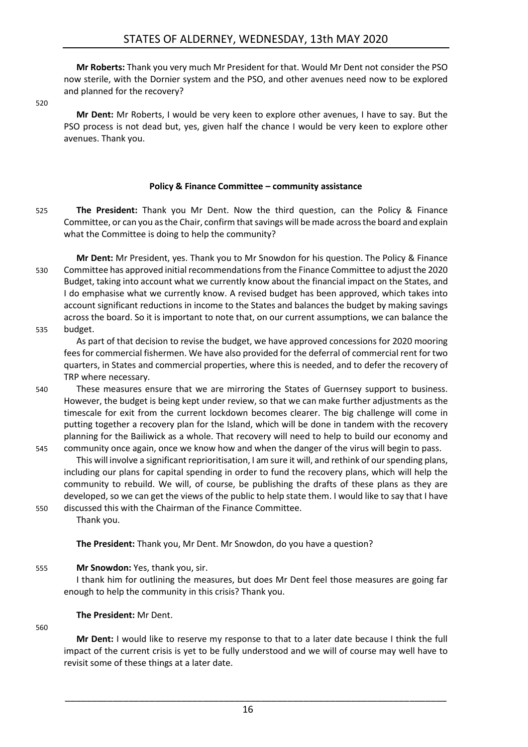**Mr Roberts:** Thank you very much Mr President for that. Would Mr Dent not consider the PSO now sterile, with the Dornier system and the PSO, and other avenues need now to be explored and planned for the recovery?

**Mr Dent:** Mr Roberts, I would be very keen to explore other avenues, I have to say. But the PSO process is not dead but, yes, given half the chance I would be very keen to explore other avenues. Thank you.

## Policy & Finance Committee – community assistance

**The President:** Thank you Mr Dent. Now the third question, can the Policy & Finance Committee, or can you as the Chair, confirm that savings will be made across the board and explain what the Committee is doing to help the community?

**Mr Dent:** Mr President, yes. Thank you to Mr Snowdon for his question. The Policy & Finance Committee has approved initial recommendations from the Finance Committee to adjust the 2020 Budget, taking into account what we currently know about the financial impact on the States, and I do emphasise what we currently know. A revised budget has been approved, which takes into account significant reductions in income to the States and balances the budget by making savings across the board. So it is important to note that, on our current assumptions, we can balance the budget.

As part of that decision to revise the budget, we have approved concessions for 2020 mooring fees for commercial fishermen. We have also provided for the deferral of commercial rent for two quarters, in States and commercial properties, where this is needed, and to defer the recovery of TRP where necessary.

These measures ensure that we are mirroring the States of Guernsey support to business. However, the budget is being kept under review, so that we can make further adjustments as the timescale for exit from the current lockdown becomes clearer. The big challenge will come in putting together a recovery plan for the Island, which will be done in tandem with the recovery planning for the Bailiwick as a whole. That recovery will need to help to build our economy and community once again, once we know how and when the danger of the virus will begin to pass.

This will involve a significant reprioritisation, I am sure it will, and rethink of our spending plans, including our plans for capital spending in order to fund the recovery plans, which will help the community to rebuild. We will, of course, be publishing the drafts of these plans as they are developed, so we can get the views of the public to help state them. I would like to say that I have discussed this with the Chairman of the Finance Committee.

Thank you.

**The President:** Thank you, Mr Dent. Mr Snowdon, do you have a question?

**Mr Snowdon:** Yes, thank you, sir.

I thank him for outlining the measures, but does Mr Dent feel those measures are going far enough to help the community in this crisis? Thank you.

**The President:** Mr Dent.

**Mr Dent:** I would like to reserve my response to that to a later date because I think the full impact of the current crisis is yet to be fully understood and we will of course may well have to revisit some of these things at a later date.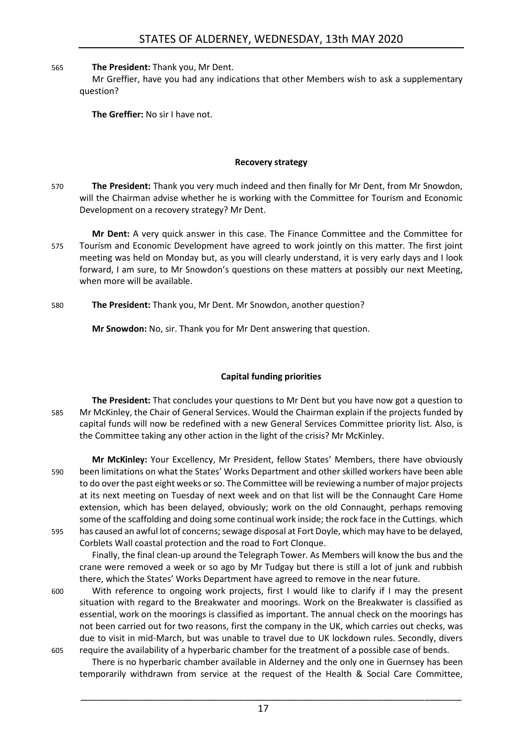**The President:** Thank you, Mr Dent.

Mr Greffier, have you had any indications that other Members wish to ask a supplementary question?

**The Greffier:** No sir I have not.

### Recovery strategy

**The President:** Thank you very much indeed and then finally for Mr Dent, from Mr Snowdon, will the Chairman advise whether he is working with the Committee for Tourism and Economic Development on a recovery strategy? Mr Dent.

**Mr Dent:** A very quick answer in this case. The Finance Committee and the Committee for Tourism and Economic Development have agreed to work jointly on this matter. The first joint meeting was held on Monday but, as you will clearly understand, it is very early days and I look forward, I am sure, to Mr Snowdon's questions on these matters at possibly our next Meeting, when more will be available.

**The President:** Thank you, Mr Dent. Mr Snowdon, another question?

**Mr Snowdon:** No, sir. Thank you for Mr Dent answering that question.

### Capital funding priorities

**The President:** That concludes your questions to Mr Dent but you have now got a question to Mr McKinley, the Chair of General Services. Would the Chairman explain if the projects funded by capital funds will now be redefined with a new General Services Committee priority list. Also, is the Committee taking any other action in the light of the crisis? Mr McKinley.

**Mr McKinley:** Your Excellency, Mr President, fellow States' Members, there have obviously been limitations on what the States' Works Department and other skilled workers have been able to do over the past eight weeks or so. The Committee will be reviewing a number of major projects at its next meeting on Tuesday of next week and on that list will be the Connaught Care Home extension, which has been delayed, obviously; work on the old Connaught, perhaps removing some of the scaffolding and doing some continual work inside; the rock face in the Cuttings, which has caused an awful lot of concerns; sewage disposal at Fort Doyle, which may have to be delayed, Corblets Wall coastal protection and the road to Fort Clonque.

Finally, the final clean-up around the Telegraph Tower. As Members will know the bus and the crane were removed a week or so ago by Mr Tudgay but there is still a lot of junk and rubbish there, which the States' Works Department have agreed to remove in the near future.

With reference to ongoing work projects, first I would like to clarify if I may the present situation with regard to the Breakwater and moorings. Work on the Breakwater is classified as essential, work on the moorings is classified as important. The annual check on the moorings has not been carried out for two reasons, first the company in the UK, which carries out checks, was due to visit in mid-March, but was unable to travel due to UK lockdown rules. Secondly, divers require the availability of a hyperbaric chamber for the treatment of a possible case of bends.

There is no hyperbaric chamber available in Alderney and the only one in Guernsey has been temporarily withdrawn from service at the request of the Health & Social Care Committee,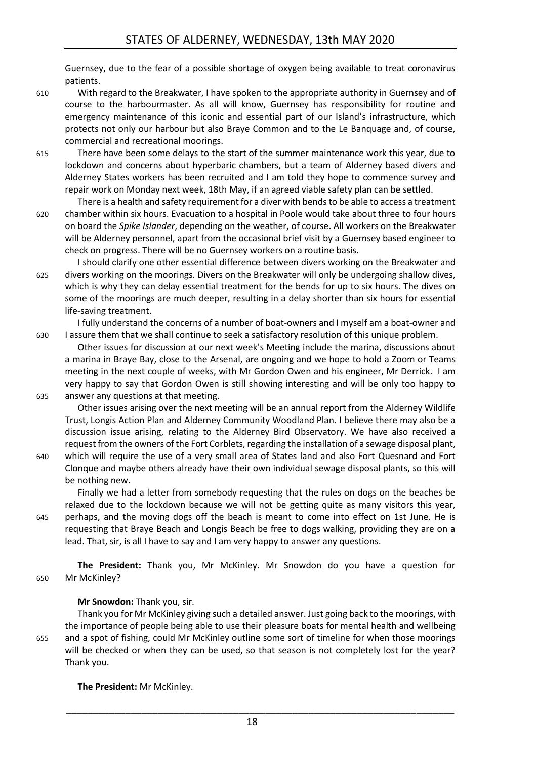Guernsey, due to the fear of a possible shortage of oxygen being available to treat coronavirus patients.

With regard to the Breakwater, I have spoken to the appropriate authority in Guernsey and of course to the harbourmaster. As all will know, Guernsey has responsibility for routine and emergency maintenance of this iconic and essential part of our Island's infrastructure, which protects not only our harbour but also Braye Common and to the Le Banquage and, of course, commercial and recreational moorings.

There have been some delays to the start of the summer maintenance work this year, due to lockdown and concerns about hyperbaric chambers, but a team of Alderney based divers and Alderney States workers has been recruited and I am told they hope to commence survey and repair work on Monday next week, 18th May, if an agreed viable safety plan can be settled.

There is a health and safety requirement for a diver with bends to be able to access a treatment chamber within six hours. Evacuation to a hospital in Poole would take about three to four hours on board the *Spike Islander*, depending on the weather, of course. All workers on the Breakwater will be Alderney personnel, apart from the occasional brief visit by a Guernsey based engineer to check on progress. There will be no Guernsey workers on a routine basis.

I should clarify one other essential difference between divers working on the Breakwater and divers working on the moorings. Divers on the Breakwater will only be undergoing shallow dives, which is why they can delay essential treatment for the bends for up to six hours. The dives on some of the moorings are much deeper, resulting in a delay shorter than six hours for essential life-saving treatment.

I fully understand the concerns of a number of boat-owners and I myself am a boat-owner and I assure them that we shall continue to seek a satisfactory resolution of this unique problem.

Other issues for discussion at our next week's Meeting include the marina, discussions about a marina in Braye Bay, close to the Arsenal, are ongoing and we hope to hold a Zoom or Teams meeting in the next couple of weeks, with Mr Gordon Owen and his engineer, Mr Derrick. I am very happy to say that Gordon Owen is still showing interesting and will be only too happy to answer any questions at that meeting.

Other issues arising over the next meeting will be an annual report from the Alderney Wildlife Trust, Longis Action Plan and Alderney Community Woodland Plan. I believe there may also be a discussion issue arising, relating to the Alderney Bird Observatory. We have also received a request from the owners of the Fort Corblets, regarding the installation of a sewage disposal plant, which will require the use of a very small area of States land and also Fort Quesnard and Fort Clonque and maybe others already have their own individual sewage disposal plants, so this will be nothing new.

Finally we had a letter from somebody requesting that the rules on dogs on the beaches be relaxed due to the lockdown because we will not be getting quite as many visitors this year, perhaps, and the moving dogs off the beach is meant to come into effect on 1st June. He is requesting that Braye Beach and Longis Beach be free to dogs walking, providing they are on a lead. That, sir, is all I have to say and I am very happy to answer any questions.

**The President:** Thank you, Mr McKinley. Mr Snowdon do you have a question for Mr McKinley?

**Mr Snowdon:** Thank you, sir.

Thank you for Mr McKinley giving such a detailed answer. Just going back to the moorings, with the importance of people being able to use their pleasure boats for mental health and wellbeing and a spot of fishing, could Mr McKinley outline some sort of timeline for when those moorings will be checked or when they can be used, so that season is not completely lost for the year? Thank you.

**The President:** Mr McKinley.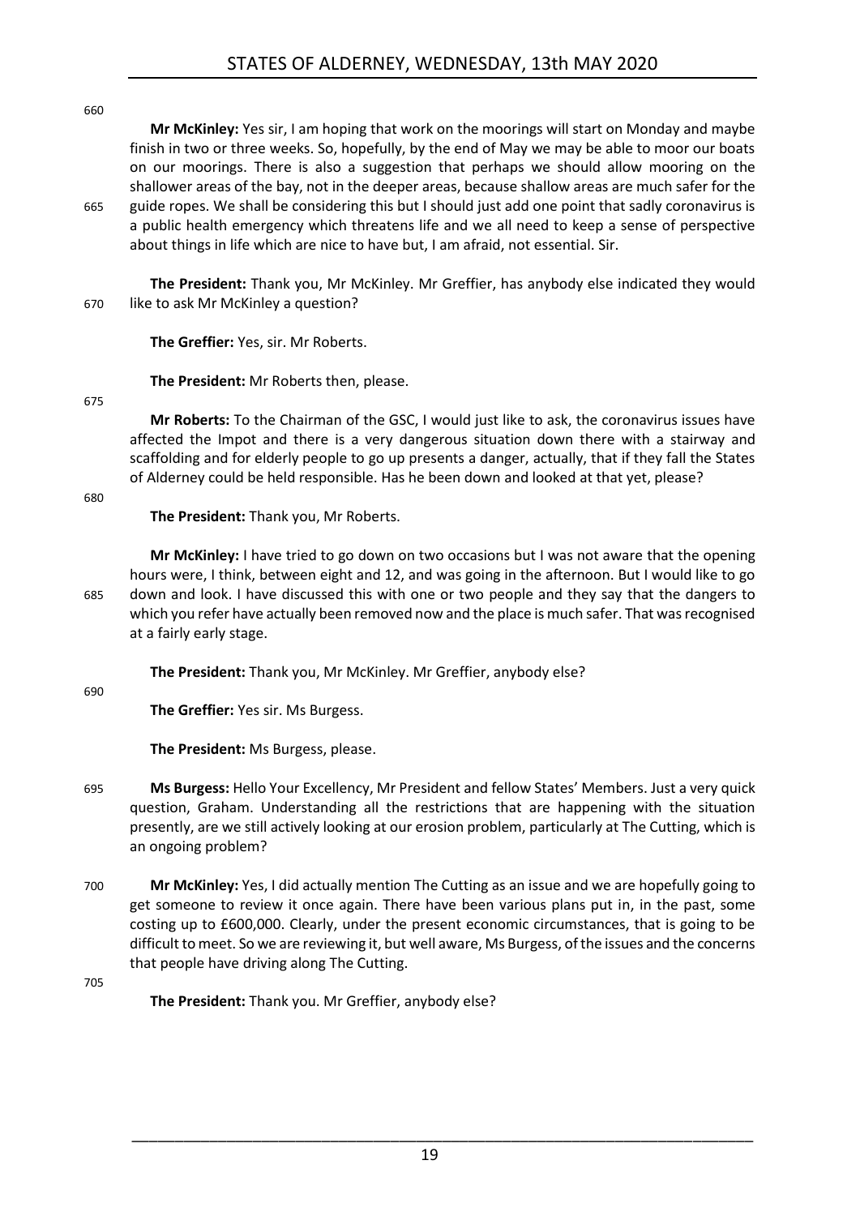**Mr McKinley:** Yes sir, I am hoping that work on the moorings will start on Monday and maybe finish in two or three weeks. So, hopefully, by the end of May we may be able to moor our boats on our moorings. There is also a suggestion that perhaps we should allow mooring on the shallower areas of the bay, not in the deeper areas, because shallow areas are much safer for the guide ropes. We shall be considering this but I should just add one point that sadly coronavirus is a public health emergency which threatens life and we all need to keep a sense of perspective about things in life which are nice to have but, I am afraid, not essential. Sir.

**The President:** Thank you, Mr McKinley. Mr Greffier, has anybody else indicated they would like to ask Mr McKinley a question?

**The Greffier:** Yes, sir. Mr Roberts.

**The President:** Mr Roberts then, please.

**Mr Roberts:** To the Chairman of the GSC, I would just like to ask, the coronavirus issues have affected the Impot and there is a very dangerous situation down there with a stairway and scaffolding and for elderly people to go up presents a danger, actually, that if they fall the States of Alderney could be held responsible. Has he been down and looked at that yet, please?

**The President:** Thank you, Mr Roberts.

**Mr McKinley:** I have tried to go down on two occasions but I was not aware that the opening hours were, I think, between eight and 12, and was going in the afternoon. But I would like to go down and look. I have discussed this with one or two people and they say that the dangers to which you refer have actually been removed now and the place is much safer. That was recognised at a fairly early stage.

**The President:** Thank you, Mr McKinley. Mr Greffier, anybody else?

**The Greffier:** Yes sir. Ms Burgess.

**The President:** Ms Burgess, please.

**Ms Burgess:** Hello Your Excellency, Mr President and fellow States' Members. Just a very quick question, Graham. Understanding all the restrictions that are happening with the situation presently, are we still actively looking at our erosion problem, particularly at The Cutting, which is an ongoing problem?

**Mr McKinley:** Yes, I did actually mention The Cutting as an issue and we are hopefully going to get someone to review it once again. There have been various plans put in, in the past, some costing up to £600,000. Clearly, under the present economic circumstances, that is going to be difficult to meet. So we are reviewing it, but well aware, Ms Burgess, of the issues and the concerns that people have driving along The Cutting.

**The President:** Thank you. Mr Greffier, anybody else?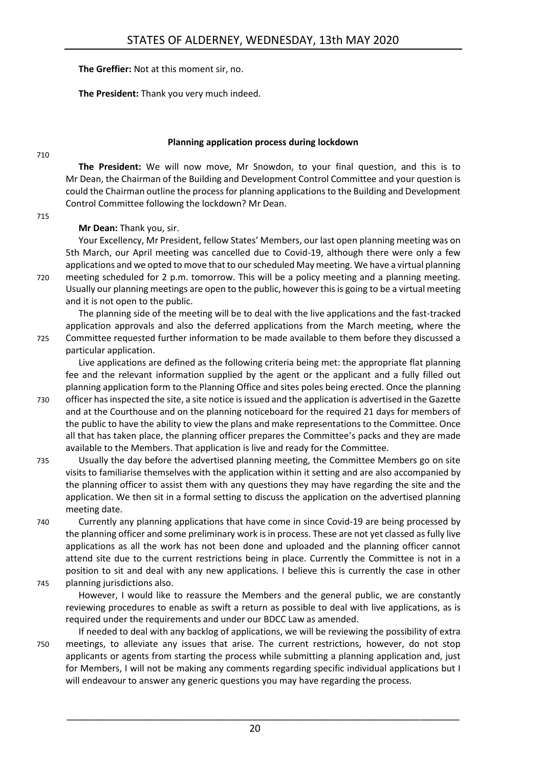**The Greffier:** Not at this moment sir, no.

**The President:** Thank you very much indeed.

### Planning application process during lockdown

**The President:** We will now move, Mr Snowdon, to your final question, and this is to Mr Dean, the Chairman of the Building and Development Control Committee and your question is could the Chairman outline the process for planning applications to the Building and Development Control Committee following the lockdown? Mr Dean.

**Mr Dean:** Thank you, sir.

Your Excellency, Mr President, fellow States' Members, our last open planning meeting was on 5th March, our April meeting was cancelled due to Covid-19, although there were only a few applications and we opted to move that to our scheduled May meeting. We have a virtual planning meeting scheduled for 2 p.m. tomorrow. This will be a policy meeting and a planning meeting. Usually our planning meetings are open to the public, however this is going to be a virtual meeting and it is not open to the public.

The planning side of the meeting will be to deal with the live applications and the fast-tracked application approvals and also the deferred applications from the March meeting, where the Committee requested further information to be made available to them before they discussed a particular application.

Live applications are defined as the following criteria being met: the appropriate flat planning fee and the relevant information supplied by the agent or the applicant and a fully filled out planning application form to the Planning Office and sites poles being erected. Once the planning officer has inspected the site, a site notice is issued and the application is advertised in the Gazette and at the Courthouse and on the planning noticeboard for the required 21 days for members of the public to have the ability to view the plans and make representations to the Committee. Once all that has taken place, the planning officer prepares the Committee's packs and they are made available to the Members. That application is live and ready for the Committee.

Usually the day before the advertised planning meeting, the Committee Members go on site visits to familiarise themselves with the application within it setting and are also accompanied by the planning officer to assist them with any questions they may have regarding the site and the application. We then sit in a formal setting to discuss the application on the advertised planning meeting date.

Currently any planning applications that have come in since Covid-19 are being processed by the planning officer and some preliminary work is in process. These are not yet classed as fully live applications as all the work has not been done and uploaded and the planning officer cannot attend site due to the current restrictions being in place. Currently the Committee is not in a position to sit and deal with any new applications. I believe this is currently the case in other planning jurisdictions also.

However, I would like to reassure the Members and the general public, we are constantly reviewing procedures to enable as swift a return as possible to deal with live applications, as is required under the requirements and under our BDCC Law as amended.

If needed to deal with any backlog of applications, we will be reviewing the possibility of extra meetings, to alleviate any issues that arise. The current restrictions, however, do not stop applicants or agents from starting the process while submitting a planning application and, just for Members, I will not be making any comments regarding specific individual applications but I will endeavour to answer any generic questions you may have regarding the process.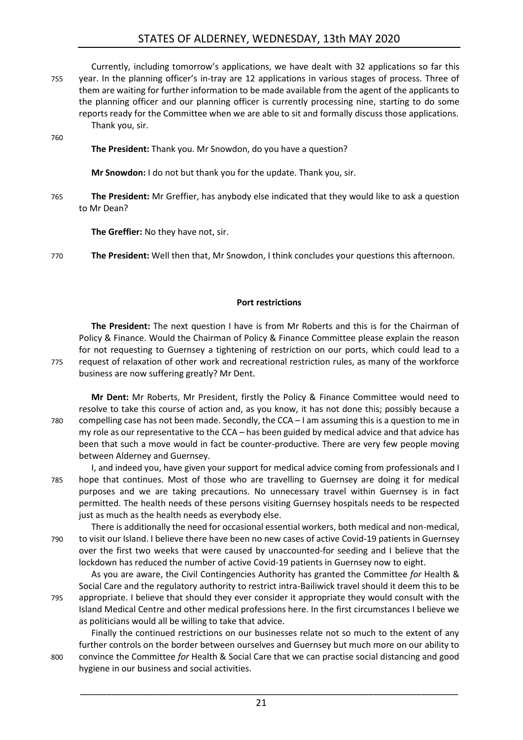Currently, including tomorrow's applications, we have dealt with 32 applications so far this year. In the planning officer's in-tray are 12 applications in various stages of process. Three of them are waiting for further information to be made available from the agent of the applicants to the planning officer and our planning officer is currently processing nine, starting to do some reports ready for the Committee when we are able to sit and formally discuss those applications.

Thank you, sir.

**The President:** Thank you. Mr Snowdon, do you have a question?

**Mr Snowdon:** I do not but thank you for the update. Thank you, sir.

**The President:** Mr Greffier, has anybody else indicated that they would like to ask a question to Mr Dean?

**The Greffier:** No they have not, sir.

**The President:** Well then that, Mr Snowdon, I think concludes your questions this afternoon.

### Port restrictions

**The President:** The next question I have is from Mr Roberts and this is for the Chairman of Policy & Finance. Would the Chairman of Policy & Finance Committee please explain the reason for not requesting to Guernsey a tightening of restriction on our ports, which could lead to a request of relaxation of other work and recreational restriction rules, as many of the workforce business are now suffering greatly? Mr Dent.

**Mr Dent:** Mr Roberts, Mr President, firstly the Policy & Finance Committee would need to resolve to take this course of action and, as you know, it has not done this; possibly because a compelling case has not been made. Secondly, the CCA – I am assuming this is a question to me in my role as our representative to the CCA – has been guided by medical advice and that advice has been that such a move would in fact be counter-productive. There are very few people moving between Alderney and Guernsey.

I, and indeed you, have given your support for medical advice coming from professionals and I hope that continues. Most of those who are travelling to Guernsey are doing it for medical purposes and we are taking precautions. No unnecessary travel within Guernsey is in fact permitted. The health needs of these persons visiting Guernsey hospitals needs to be respected just as much as the health needs as everybody else.

There is additionally the need for occasional essential workers, both medical and non-medical, to visit our Island. I believe there have been no new cases of active Covid-19 patients in Guernsey over the first two weeks that were caused by unaccounted-for seeding and I believe that the lockdown has reduced the number of active Covid-19 patients in Guernsey now to eight.

As you are aware, the Civil Contingencies Authority has granted the Committee *for* Health & Social Care and the regulatory authority to restrict intra-Bailiwick travel should it deem this to be appropriate. I believe that should they ever consider it appropriate they would consult with the Island Medical Centre and other medical professions here. In the first circumstances I believe we as politicians would all be willing to take that advice.

Finally the continued restrictions on our businesses relate not so much to the extent of any further controls on the border between ourselves and Guernsey but much more on our ability to convince the Committee *for* Health & Social Care that we can practise social distancing and good hygiene in our business and social activities.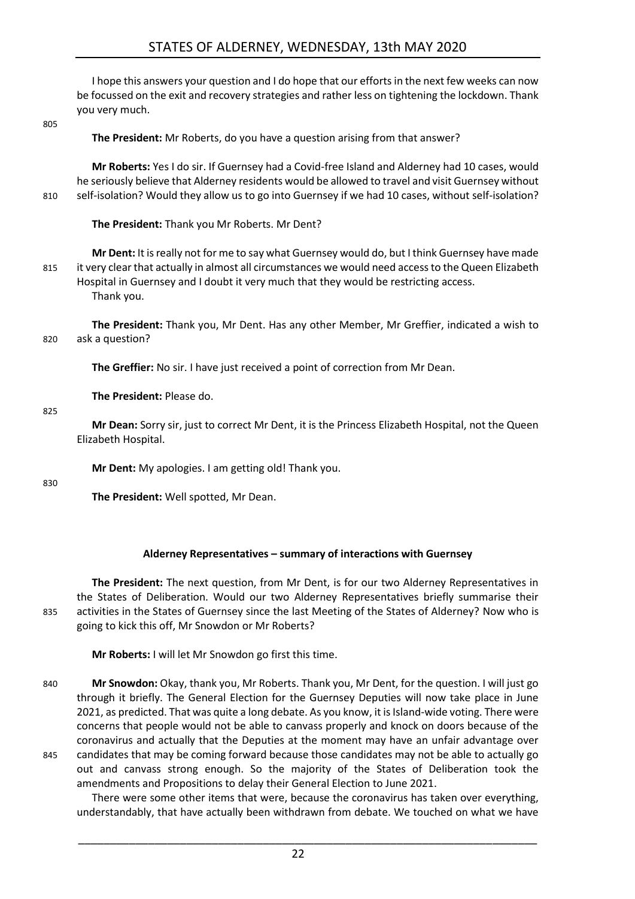I hope this answers your question and I do hope that our efforts in the next few weeks can now be focussed on the exit and recovery strategies and rather less on tightening the lockdown. Thank you very much.

**The President:** Mr Roberts, do you have a question arising from that answer?

**Mr Roberts:** Yes I do sir. If Guernsey had a Covid-free Island and Alderney had 10 cases, would he seriously believe that Alderney residents would be allowed to travel and visit Guernsey without self-isolation? Would they allow us to go into Guernsey if we had 10 cases, without self-isolation?

**The President:** Thank you Mr Roberts. Mr Dent?

**Mr Dent:** It is really not for me to say what Guernsey would do, but I think Guernsey have made it very clear that actually in almost all circumstances we would need access to the Queen Elizabeth Hospital in Guernsey and I doubt it very much that they would be restricting access.
Thank you.

**The President:** Thank you, Mr Dent. Has any other Member, Mr Greffier, indicated a wish to ask a question?

**The Greffier:** No sir. I have just received a point of correction from Mr Dean.

**The President:** Please do.

**Mr Dean:** Sorry sir, just to correct Mr Dent, it is the Princess Elizabeth Hospital, not the Queen Elizabeth Hospital.

**Mr Dent:** My apologies. I am getting old! Thank you.

**The President:** Well spotted, Mr Dean.

### Alderney Representatives – summary of interactions with Guernsey

**The President:** The next question, from Mr Dent, is for our two Alderney Representatives in the States of Deliberation. Would our two Alderney Representatives briefly summarise their activities in the States of Guernsey since the last Meeting of the States of Alderney? Now who is going to kick this off, Mr Snowdon or Mr Roberts?

**Mr Roberts:** I will let Mr Snowdon go first this time.

**Mr Snowdon:** Okay, thank you, Mr Roberts. Thank you, Mr Dent, for the question. I will just go through it briefly. The General Election for the Guernsey Deputies will now take place in June 2021, as predicted. That was quite a long debate. As you know, it is Island-wide voting. There were concerns that people would not be able to canvass properly and knock on doors because of the coronavirus and actually that the Deputies at the moment may have an unfair advantage over candidates that may be coming forward because those candidates may not be able to actually go out and canvass strong enough. So the majority of the States of Deliberation took the amendments and Propositions to delay their General Election to June 2021.

There were some other items that were, because the coronavirus has taken over everything, understandably, that have actually been withdrawn from debate. We touched on what we have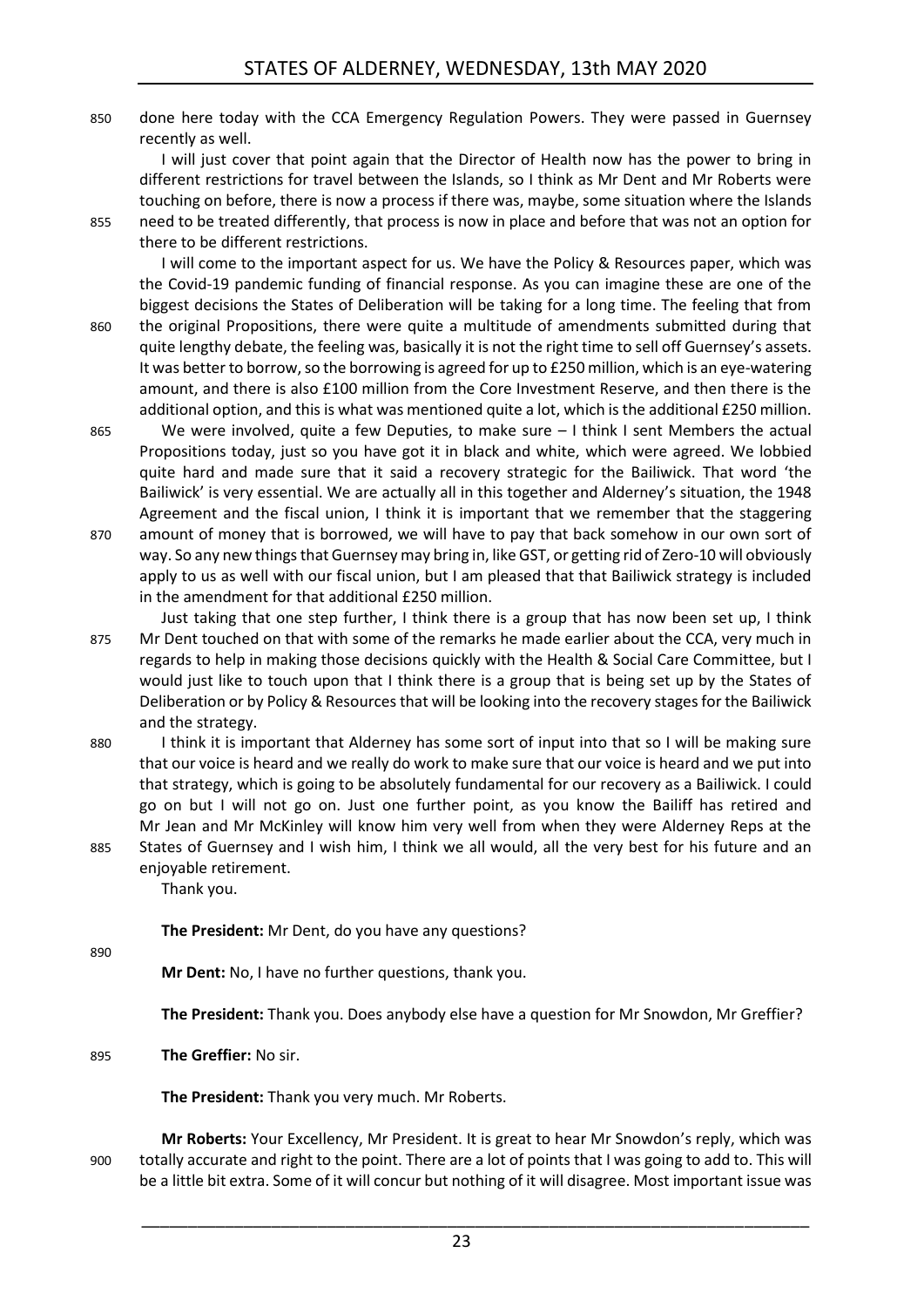done here today with the CCA Emergency Regulation Powers. They were passed in Guernsey recently as well.

I will just cover that point again that the Director of Health now has the power to bring in different restrictions for travel between the Islands, so I think as Mr Dent and Mr Roberts were touching on before, there is now a process if there was, maybe, some situation where the Islands need to be treated differently, that process is now in place and before that was not an option for there to be different restrictions.

I will come to the important aspect for us. We have the Policy & Resources paper, which was the Covid-19 pandemic funding of financial response. As you can imagine these are one of the biggest decisions the States of Deliberation will be taking for a long time. The feeling that from the original Propositions, there were quite a multitude of amendments submitted during that quite lengthy debate, the feeling was, basically it is not the right time to sell off Guernsey's assets. It was better to borrow, so the borrowing is agreed for up to £250 million, which is an eye-watering amount, and there is also £100 million from the Core Investment Reserve, and then there is the additional option, and this is what was mentioned quite a lot, which is the additional £250 million.

We were involved, quite a few Deputies, to make sure – I think I sent Members the actual Propositions today, just so you have got it in black and white, which were agreed. We lobbied quite hard and made sure that it said a recovery strategic for the Bailiwick. That word 'the Bailiwick' is very essential. We are actually all in this together and Alderney's situation, the 1948 Agreement and the fiscal union, I think it is important that we remember that the staggering amount of money that is borrowed, we will have to pay that back somehow in our own sort of way. So any new things that Guernsey may bring in, like GST, or getting rid of Zero-10 will obviously apply to us as well with our fiscal union, but I am pleased that that Bailiwick strategy is included in the amendment for that additional £250 million.

Just taking that one step further, I think there is a group that has now been set up, I think Mr Dent touched on that with some of the remarks he made earlier about the CCA, very much in regards to help in making those decisions quickly with the Health & Social Care Committee, but I would just like to touch upon that I think there is a group that is being set up by the States of Deliberation or by Policy & Resources that will be looking into the recovery stages for the Bailiwick and the strategy.

I think it is important that Alderney has some sort of input into that so I will be making sure that our voice is heard and we really do work to make sure that our voice is heard and we put into that strategy, which is going to be absolutely fundamental for our recovery as a Bailiwick. I could go on but I will not go on. Just one further point, as you know the Bailiff has retired and Mr Jean and Mr McKinley will know him very well from when they were Alderney Reps at the States of Guernsey and I wish him, I think we all would, all the very best for his future and an enjoyable retirement.

Thank you.

**The President:** Mr Dent, do you have any questions?

**Mr Dent:** No, I have no further questions, thank you.

**The President:** Thank you. Does anybody else have a question for Mr Snowdon, Mr Greffier?

**The Greffier:** No sir.

**The President:** Thank you very much. Mr Roberts.

**Mr Roberts:** Your Excellency, Mr President. It is great to hear Mr Snowdon's reply, which was totally accurate and right to the point. There are a lot of points that I was going to add to. This will be a little bit extra. Some of it will concur but nothing of it will disagree. Most important issue was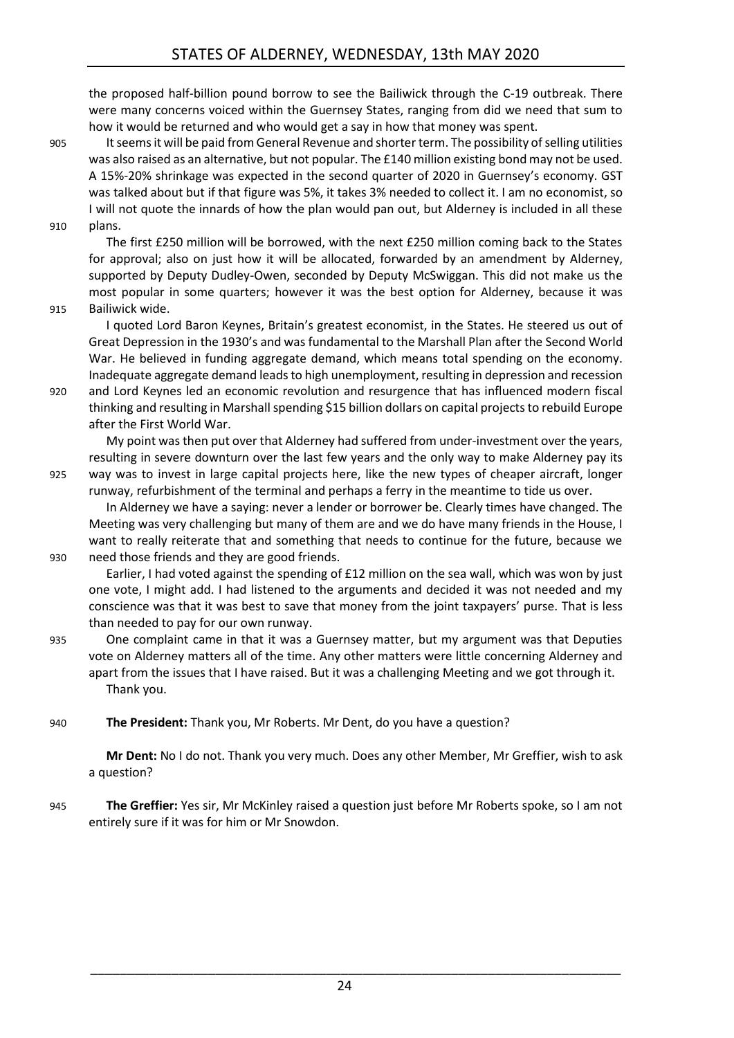the proposed half-billion pound borrow to see the Bailiwick through the C-19 outbreak. There were many concerns voiced within the Guernsey States, ranging from did we need that sum to how it would be returned and who would get a say in how that money was spent.

905 It seems it will be paid from General Revenue and shorter term. The possibility of selling utilities was also raised as an alternative, but not popular. The £140 million existing bond may not be used. A 15%-20% shrinkage was expected in the second quarter of 2020 in Guernsey's economy. GST was talked about but if that figure was 5%, it takes 3% needed to collect it. I am no economist, so I will not quote the innards of how the plan would pan out, but Alderney is included in all these

910 plans.

The first £250 million will be borrowed, with the next £250 million coming back to the States for approval; also on just how it will be allocated, forwarded by an amendment by Alderney, supported by Deputy Dudley-Owen, seconded by Deputy McSwiggan. This did not make us the most popular in some quarters; however it was the best option for Alderney, because it was

915 Bailiwick wide.

I quoted Lord Baron Keynes, Britain's greatest economist, in the States. He steered us out of Great Depression in the 1930's and was fundamental to the Marshall Plan after the Second World War. He believed in funding aggregate demand, which means total spending on the economy. Inadequate aggregate demand leads to high unemployment, resulting in depression and recession

920 and Lord Keynes led an economic revolution and resurgence that has influenced modern fiscal thinking and resulting in Marshall spending $15 billion dollars on capital projects to rebuild Europe after the First World War.

My point was then put over that Alderney had suffered from under-investment over the years, resulting in severe downturn over the last few years and the only way to make Alderney pay its

925 way was to invest in large capital projects here, like the new types of cheaper aircraft, longer runway, refurbishment of the terminal and perhaps a ferry in the meantime to tide us over.

In Alderney we have a saying: never a lender or borrower be. Clearly times have changed. The Meeting was very challenging but many of them are and we do have many friends in the House, I want to really reiterate that and something that needs to continue for the future, because we

930 need those friends and they are good friends.

Earlier, I had voted against the spending of £12 million on the sea wall, which was won by just one vote, I might add. I had listened to the arguments and decided it was not needed and my conscience was that it was best to save that money from the joint taxpayers' purse. That is less than needed to pay for our own runway.

935 One complaint came in that it was a Guernsey matter, but my argument was that Deputies vote on Alderney matters all of the time. Any other matters were little concerning Alderney and apart from the issues that I have raised. But it was a challenging Meeting and we got through it.

Thank you.

940 **The President:** Thank you, Mr Roberts. Mr Dent, do you have a question?

**Mr Dent:** No I do not. Thank you very much. Does any other Member, Mr Greffier, wish to ask a question?

945 **The Greffier:** Yes sir, Mr McKinley raised a question just before Mr Roberts spoke, so I am not entirely sure if it was for him or Mr Snowdon.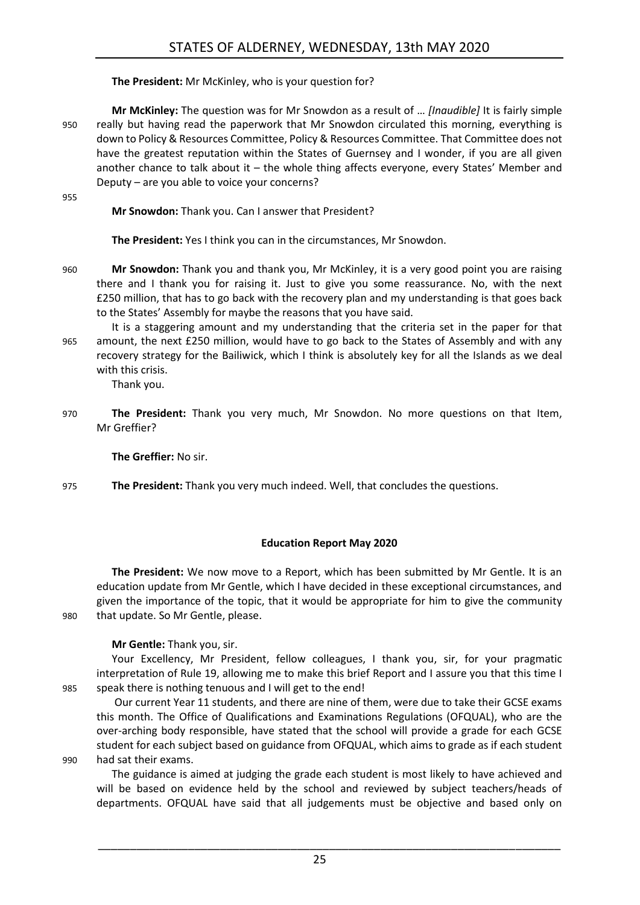**The President:** Mr McKinley, who is your question for?

**Mr McKinley:** The question was for Mr Snowdon as a result of … *[Inaudible]* It is fairly simple really but having read the paperwork that Mr Snowdon circulated this morning, everything is down to Policy & Resources Committee, Policy & Resources Committee. That Committee does not have the greatest reputation within the States of Guernsey and I wonder, if you are all given another chance to talk about it – the whole thing affects everyone, every States' Member and Deputy – are you able to voice your concerns?

**Mr Snowdon:** Thank you. Can I answer that President?

**The President:** Yes I think you can in the circumstances, Mr Snowdon.

**Mr Snowdon:** Thank you and thank you, Mr McKinley, it is a very good point you are raising there and I thank you for raising it. Just to give you some reassurance. No, with the next £250 million, that has to go back with the recovery plan and my understanding is that goes back to the States' Assembly for maybe the reasons that you have said.

It is a staggering amount and my understanding that the criteria set in the paper for that amount, the next £250 million, would have to go back to the States of Assembly and with any recovery strategy for the Bailiwick, which I think is absolutely key for all the Islands as we deal with this crisis.

Thank you.

**The President:** Thank you very much, Mr Snowdon. No more questions on that Item, Mr Greffier?

**The Greffier:** No sir.

**The President:** Thank you very much indeed. Well, that concludes the questions.

## Education Report May 2020

**The President:** We now move to a Report, which has been submitted by Mr Gentle. It is an education update from Mr Gentle, which I have decided in these exceptional circumstances, and given the importance of the topic, that it would be appropriate for him to give the community that update. So Mr Gentle, please.

**Mr Gentle:** Thank you, sir.

Your Excellency, Mr President, fellow colleagues, I thank you, sir, for your pragmatic interpretation of Rule 19, allowing me to make this brief Report and I assure you that this time I speak there is nothing tenuous and I will get to the end!

Our current Year 11 students, and there are nine of them, were due to take their GCSE exams this month. The Office of Qualifications and Examinations Regulations (OFQUAL), who are the over-arching body responsible, have stated that the school will provide a grade for each GCSE student for each subject based on guidance from OFQUAL, which aims to grade as if each student had sat their exams.

The guidance is aimed at judging the grade each student is most likely to have achieved and will be based on evidence held by the school and reviewed by subject teachers/heads of departments. OFQUAL have said that all judgements must be objective and based only on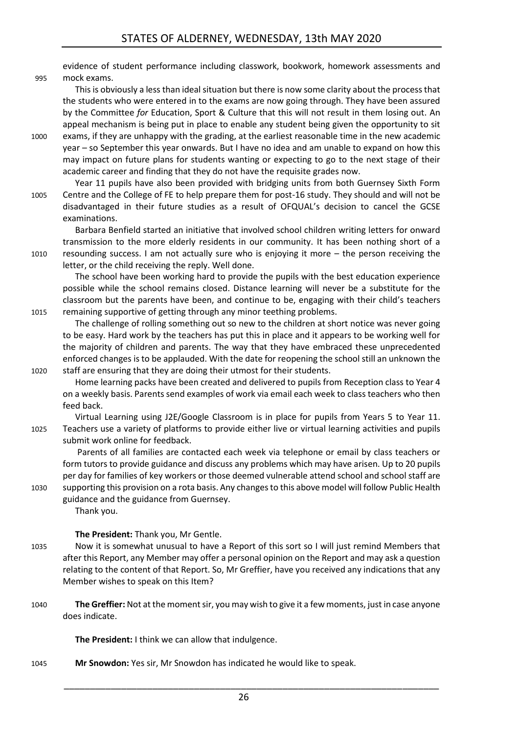evidence of student performance including classwork, bookwork, homework assessments and mock exams.

This is obviously a less than ideal situation but there is now some clarity about the process that the students who were entered in to the exams are now going through. They have been assured by the Committee *for* Education, Sport & Culture that this will not result in them losing out. An appeal mechanism is being put in place to enable any student being given the opportunity to sit exams, if they are unhappy with the grading, at the earliest reasonable time in the new academic year – so September this year onwards. But I have no idea and am unable to expand on how this may impact on future plans for students wanting or expecting to go to the next stage of their academic career and finding that they do not have the requisite grades now.

Year 11 pupils have also been provided with bridging units from both Guernsey Sixth Form Centre and the College of FE to help prepare them for post-16 study. They should and will not be disadvantaged in their future studies as a result of OFQUAL's decision to cancel the GCSE examinations.

Barbara Benfield started an initiative that involved school children writing letters for onward transmission to the more elderly residents in our community. It has been nothing short of a resounding success. I am not actually sure who is enjoying it more – the person receiving the letter, or the child receiving the reply. Well done.

The school have been working hard to provide the pupils with the best education experience possible while the school remains closed. Distance learning will never be a substitute for the classroom but the parents have been, and continue to be, engaging with their child's teachers remaining supportive of getting through any minor teething problems.

The challenge of rolling something out so new to the children at short notice was never going to be easy. Hard work by the teachers has put this in place and it appears to be working well for the majority of children and parents. The way that they have embraced these unprecedented enforced changes is to be applauded. With the date for reopening the school still an unknown the staff are ensuring that they are doing their utmost for their students.

Home learning packs have been created and delivered to pupils from Reception class to Year 4 on a weekly basis. Parents send examples of work via email each week to class teachers who then feed back.

Virtual Learning using J2E/Google Classroom is in place for pupils from Years 5 to Year 11. Teachers use a variety of platforms to provide either live or virtual learning activities and pupils submit work online for feedback.

Parents of all families are contacted each week via telephone or email by class teachers or form tutors to provide guidance and discuss any problems which may have arisen. Up to 20 pupils per day for families of key workers or those deemed vulnerable attend school and school staff are supporting this provision on a rota basis. Any changes to this above model will follow Public Health guidance and the guidance from Guernsey.

Thank you.

**The President:** Thank you, Mr Gentle.

Now it is somewhat unusual to have a Report of this sort so I will just remind Members that after this Report, any Member may offer a personal opinion on the Report and may ask a question relating to the content of that Report. So, Mr Greffier, have you received any indications that any Member wishes to speak on this Item?

**The Greffier:** Not at the moment sir, you may wish to give it a few moments, just in case anyone does indicate.

**The President:** I think we can allow that indulgence.

**Mr Snowdon:** Yes sir, Mr Snowdon has indicated he would like to speak.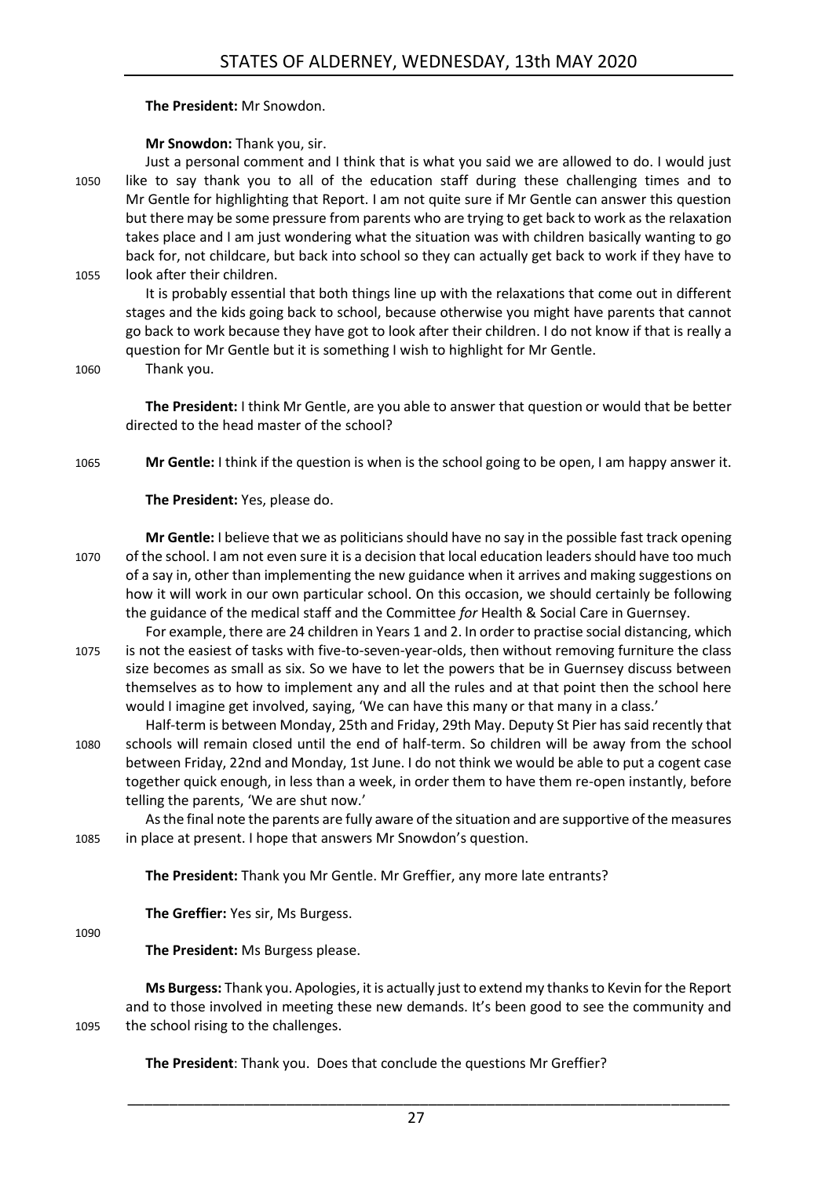**The President:** Mr Snowdon.

**Mr Snowdon:** Thank you, sir.

Just a personal comment and I think that is what you said we are allowed to do. I would just like to say thank you to all of the education staff during these challenging times and to Mr Gentle for highlighting that Report. I am not quite sure if Mr Gentle can answer this question but there may be some pressure from parents who are trying to get back to work as the relaxation takes place and I am just wondering what the situation was with children basically wanting to go back for, not childcare, but back into school so they can actually get back to work if they have to look after their children.

It is probably essential that both things line up with the relaxations that come out in different stages and the kids going back to school, because otherwise you might have parents that cannot go back to work because they have got to look after their children. I do not know if that is really a question for Mr Gentle but it is something I wish to highlight for Mr Gentle.

Thank you.

**The President:** I think Mr Gentle, are you able to answer that question or would that be better directed to the head master of the school?

**Mr Gentle:** I think if the question is when is the school going to be open, I am happy answer it.

**The President:** Yes, please do.

**Mr Gentle:** I believe that we as politicians should have no say in the possible fast track opening of the school. I am not even sure it is a decision that local education leaders should have too much of a say in, other than implementing the new guidance when it arrives and making suggestions on how it will work in our own particular school. On this occasion, we should certainly be following the guidance of the medical staff and the Committee *for* Health & Social Care in Guernsey.

For example, there are 24 children in Years 1 and 2. In order to practise social distancing, which is not the easiest of tasks with five-to-seven-year-olds, then without removing furniture the class size becomes as small as six. So we have to let the powers that be in Guernsey discuss between themselves as to how to implement any and all the rules and at that point then the school here would I imagine get involved, saying, 'We can have this many or that many in a class.'

Half-term is between Monday, 25th and Friday, 29th May. Deputy St Pier has said recently that schools will remain closed until the end of half-term. So children will be away from the school between Friday, 22nd and Monday, 1st June. I do not think we would be able to put a cogent case together quick enough, in less than a week, in order them to have them re-open instantly, before telling the parents, 'We are shut now.'

As the final note the parents are fully aware of the situation and are supportive of the measures in place at present. I hope that answers Mr Snowdon's question.

**The President:** Thank you Mr Gentle. Mr Greffier, any more late entrants?

**The Greffier:** Yes sir, Ms Burgess.

**The President:** Ms Burgess please.

**Ms Burgess:** Thank you. Apologies, it is actually just to extend my thanks to Kevin for the Report and to those involved in meeting these new demands. It's been good to see the community and the school rising to the challenges.

**The President**: Thank you. Does that conclude the questions Mr Greffier?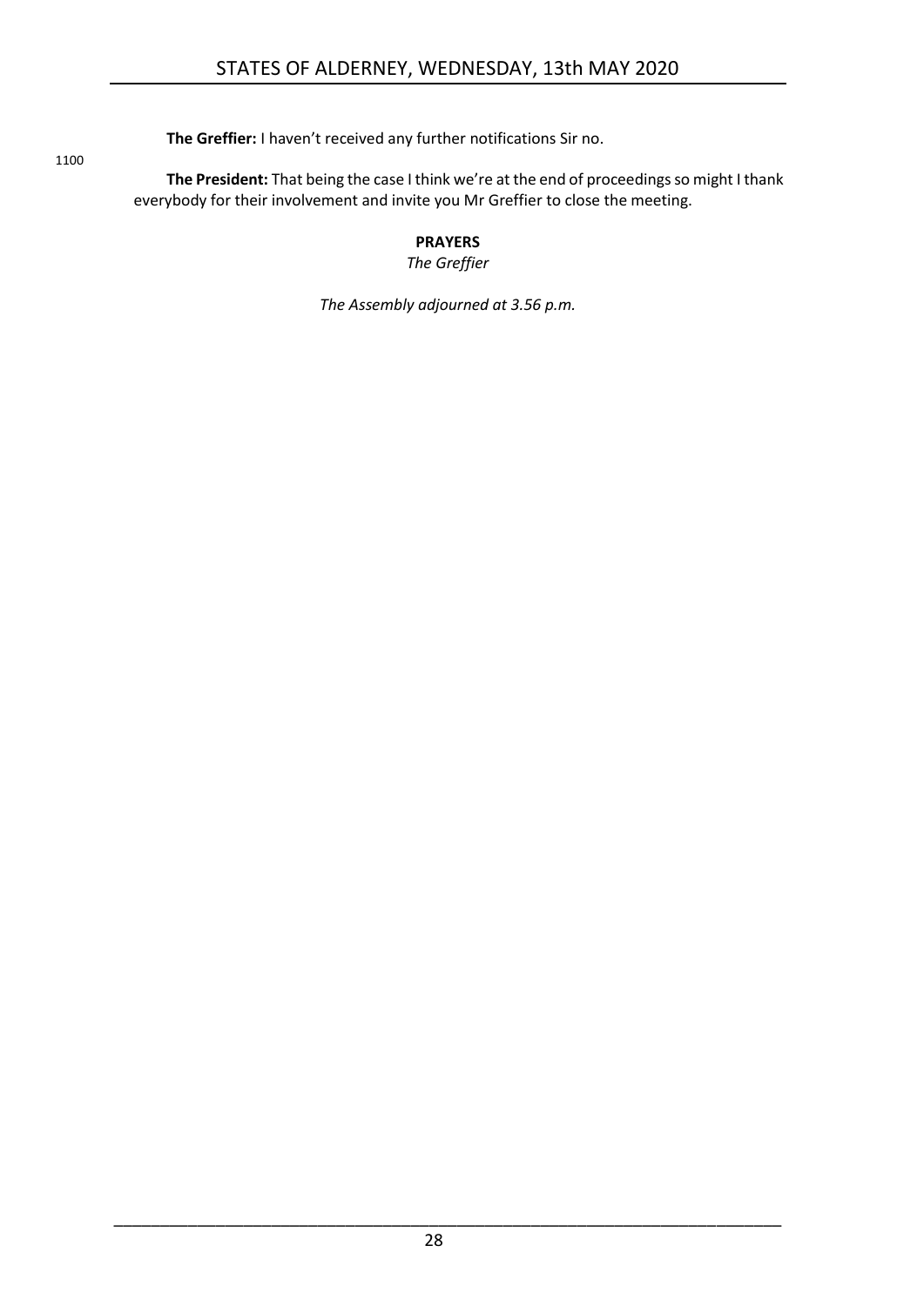**The Greffier:** I haven't received any further notifications Sir no.

1100

**The President:** That being the case I think we're at the end of proceedings so might I thank everybody for their involvement and invite you Mr Greffier to close the meeting.

**PRAYERS**

*The Greffier*

*The Assembly adjourned at 3.56 p.m.*